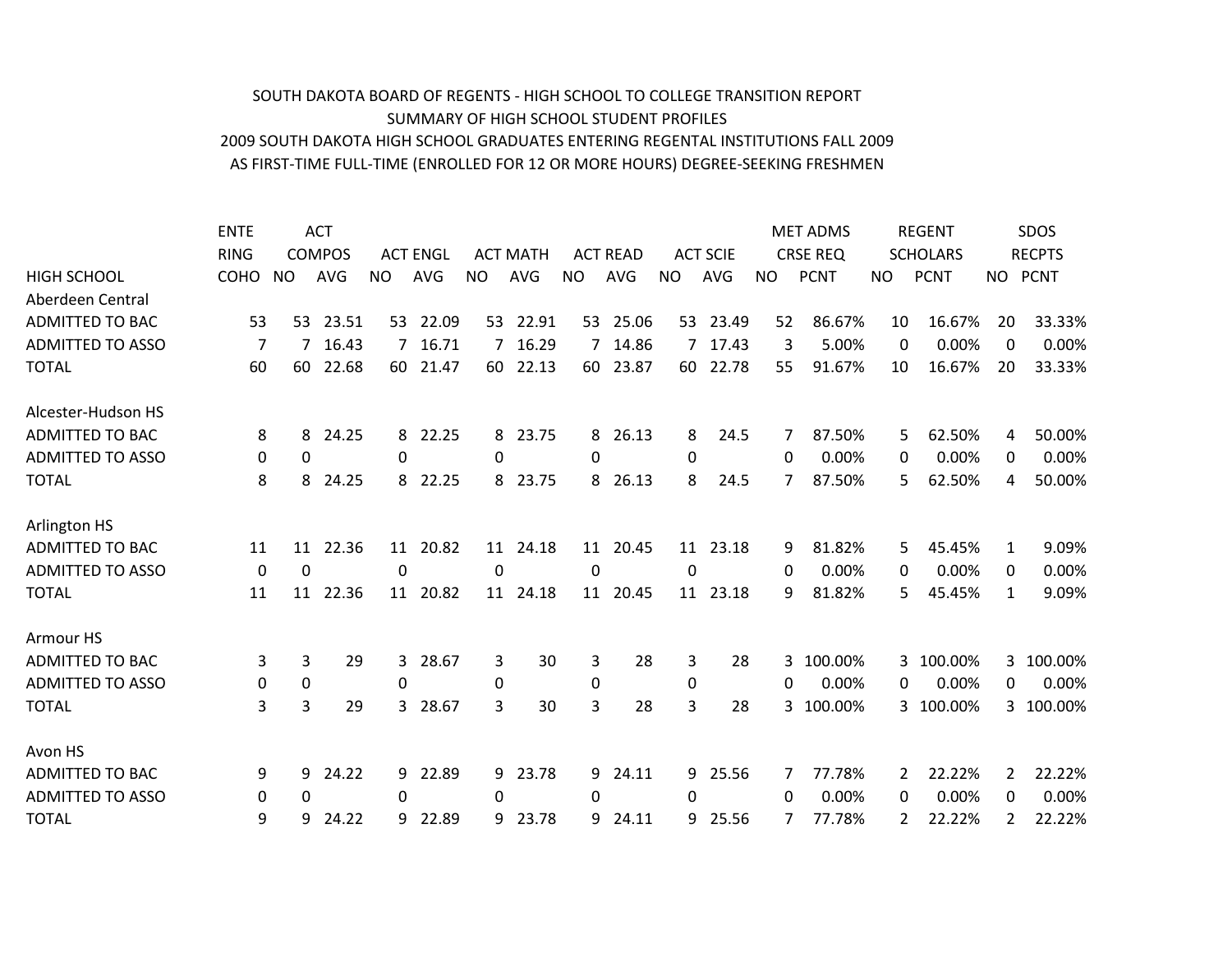SOUTH DAKOTA BOARD OF REGENTS - HIGH SCHOOL TO COLLEGE TRANSITION REPORT
SUMMARY OF HIGH SCHOOL STUDENT PROFILES
2009 SOUTH DAKOTA HIGH SCHOOL GRADUATES ENTERING REGENTAL INSTITUTIONS FALL 2009
AS FIRST-TIME FULL-TIME (ENROLLED FOR 12 OR MORE HOURS) DEGREE-SEEKING FRESHMEN

| HIGH SCHOOL | ENTERING COHO | ACT COMPOS NO | ACT COMPOS AVG | ACT ENGL NO | ACT ENGL AVG | ACT MATH NO | ACT MATH AVG | ACT READ NO | ACT READ AVG | ACT SCIE NO | ACT SCIE AVG | MET ADMS CRSE REQ NO | MET ADMS CRSE REQ PCNT | REGENT SCHOLARS NO | REGENT SCHOLARS PCNT | SDOS RECPTS NO | SDOS RECPTS PCNT |
|---|---|---|---|---|---|---|---|---|---|---|---|---|---|---|---|---|---|
| Aberdeen Central | | | | | | | | | | | | | | | | | |
| ADMITTED TO BAC | 53 | 53 | 23.51 | 53 | 22.09 | 53 | 22.91 | 53 | 25.06 | 53 | 23.49 | 52 | 86.67% | 10 | 16.67% | 20 | 33.33% |
| ADMITTED TO ASSO | 7 | 7 | 16.43 | 7 | 16.71 | 7 | 16.29 | 7 | 14.86 | 7 | 17.43 | 3 | 5.00% | 0 | 0.00% | 0 | 0.00% |
| TOTAL | 60 | 60 | 22.68 | 60 | 21.47 | 60 | 22.13 | 60 | 23.87 | 60 | 22.78 | 55 | 91.67% | 10 | 16.67% | 20 | 33.33% |
| Alcester-Hudson HS | | | | | | | | | | | | | | | | | |
| ADMITTED TO BAC | 8 | 8 | 24.25 | 8 | 22.25 | 8 | 23.75 | 8 | 26.13 | 8 | 24.5 | 7 | 87.50% | 5 | 62.50% | 4 | 50.00% |
| ADMITTED TO ASSO | 0 | 0 | | 0 | | 0 | | 0 | | 0 | | 0 | 0.00% | 0 | 0.00% | 0 | 0.00% |
| TOTAL | 8 | 8 | 24.25 | 8 | 22.25 | 8 | 23.75 | 8 | 26.13 | 8 | 24.5 | 7 | 87.50% | 5 | 62.50% | 4 | 50.00% |
| Arlington HS | | | | | | | | | | | | | | | | | |
| ADMITTED TO BAC | 11 | 11 | 22.36 | 11 | 20.82 | 11 | 24.18 | 11 | 20.45 | 11 | 23.18 | 9 | 81.82% | 5 | 45.45% | 1 | 9.09% |
| ADMITTED TO ASSO | 0 | 0 | | 0 | | 0 | | 0 | | 0 | | 0 | 0.00% | 0 | 0.00% | 0 | 0.00% |
| TOTAL | 11 | 11 | 22.36 | 11 | 20.82 | 11 | 24.18 | 11 | 20.45 | 11 | 23.18 | 9 | 81.82% | 5 | 45.45% | 1 | 9.09% |
| Armour HS | | | | | | | | | | | | | | | | | |
| ADMITTED TO BAC | 3 | 3 | 29 | 3 | 28.67 | 3 | 30 | 3 | 28 | 3 | 28 | 3 | 100.00% | 3 | 100.00% | 3 | 100.00% |
| ADMITTED TO ASSO | 0 | 0 | | 0 | | 0 | | 0 | | 0 | | 0 | 0.00% | 0 | 0.00% | 0 | 0.00% |
| TOTAL | 3 | 3 | 29 | 3 | 28.67 | 3 | 30 | 3 | 28 | 3 | 28 | 3 | 100.00% | 3 | 100.00% | 3 | 100.00% |
| Avon HS | | | | | | | | | | | | | | | | | |
| ADMITTED TO BAC | 9 | 9 | 24.22 | 9 | 22.89 | 9 | 23.78 | 9 | 24.11 | 9 | 25.56 | 7 | 77.78% | 2 | 22.22% | 2 | 22.22% |
| ADMITTED TO ASSO | 0 | 0 | | 0 | | 0 | | 0 | | 0 | | 0 | 0.00% | 0 | 0.00% | 0 | 0.00% |
| TOTAL | 9 | 9 | 24.22 | 9 | 22.89 | 9 | 23.78 | 9 | 24.11 | 9 | 25.56 | 7 | 77.78% | 2 | 22.22% | 2 | 22.22% |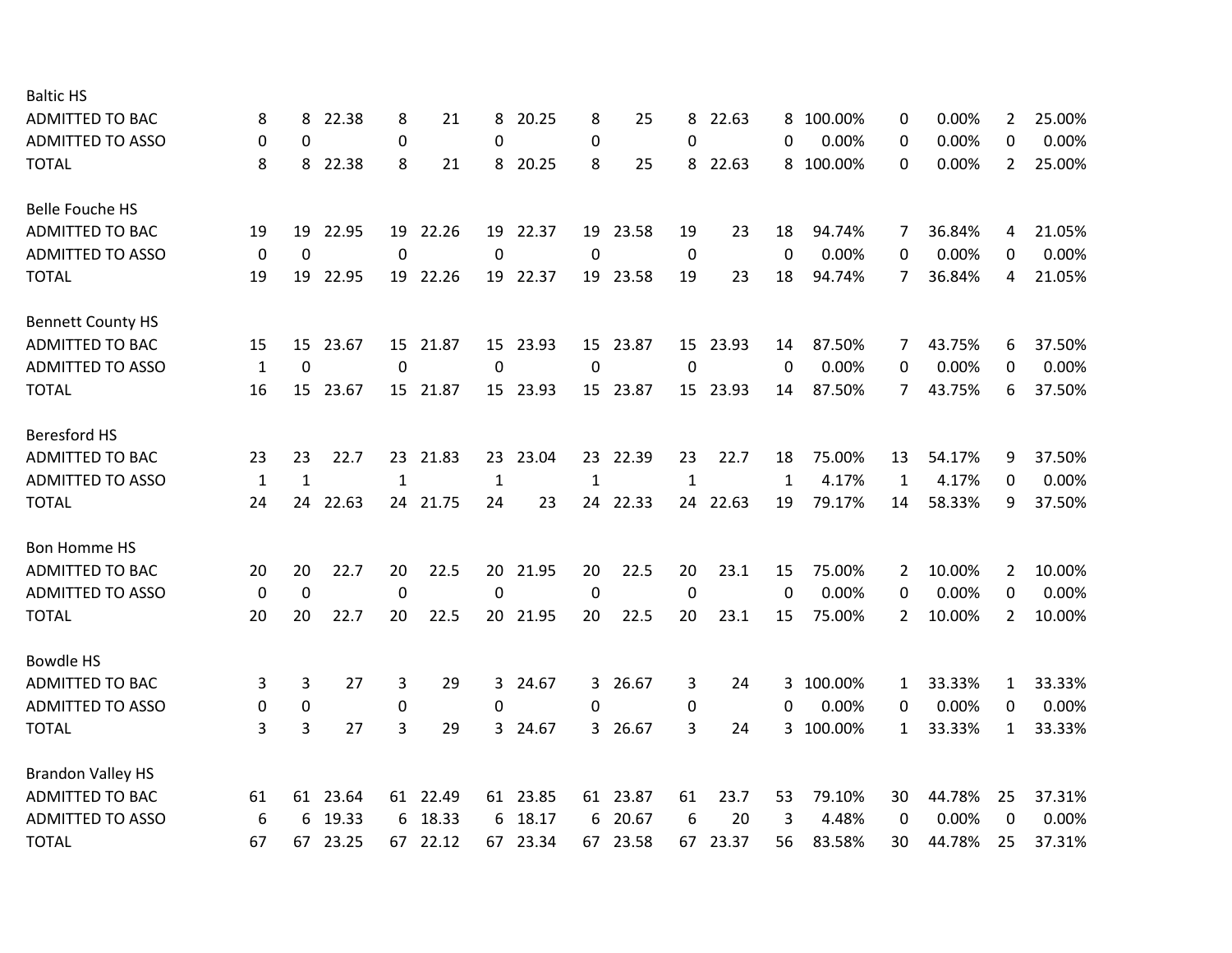| | | | | | | | | | | | | | | | | | |
|---|---|---|---|---|---|---|---|---|---|---|---|---|---|---|---|---|---|
| **Baltic HS** | | | | | | | | | | | | | | | | | |
| ADMITTED TO BAC | 8 | 8 | 22.38 | 8 | 21 | 8 | 20.25 | 8 | 25 | 8 | 22.63 | 8 | 100.00% | 0 | 0.00% | 2 | 25.00% |
| ADMITTED TO ASSO | 0 | 0 | | 0 | | 0 | | 0 | | 0 | | 0 | 0.00% | 0 | 0.00% | 0 | 0.00% |
| TOTAL | 8 | 8 | 22.38 | 8 | 21 | 8 | 20.25 | 8 | 25 | 8 | 22.63 | 8 | 100.00% | 0 | 0.00% | 2 | 25.00% |
| **Belle Fouche HS** | | | | | | | | | | | | | | | | | |
| ADMITTED TO BAC | 19 | 19 | 22.95 | 19 | 22.26 | 19 | 22.37 | 19 | 23.58 | 19 | 23 | 18 | 94.74% | 7 | 36.84% | 4 | 21.05% |
| ADMITTED TO ASSO | 0 | 0 | | 0 | | 0 | | 0 | | 0 | | 0 | 0.00% | 0 | 0.00% | 0 | 0.00% |
| TOTAL | 19 | 19 | 22.95 | 19 | 22.26 | 19 | 22.37 | 19 | 23.58 | 19 | 23 | 18 | 94.74% | 7 | 36.84% | 4 | 21.05% |
| **Bennett County HS** | | | | | | | | | | | | | | | | | |
| ADMITTED TO BAC | 15 | 15 | 23.67 | 15 | 21.87 | 15 | 23.93 | 15 | 23.87 | 15 | 23.93 | 14 | 87.50% | 7 | 43.75% | 6 | 37.50% |
| ADMITTED TO ASSO | 1 | 0 | | 0 | | 0 | | 0 | | 0 | | 0 | 0.00% | 0 | 0.00% | 0 | 0.00% |
| TOTAL | 16 | 15 | 23.67 | 15 | 21.87 | 15 | 23.93 | 15 | 23.87 | 15 | 23.93 | 14 | 87.50% | 7 | 43.75% | 6 | 37.50% |
| **Beresford HS** | | | | | | | | | | | | | | | | | |
| ADMITTED TO BAC | 23 | 23 | 22.7 | 23 | 21.83 | 23 | 23.04 | 23 | 22.39 | 23 | 22.7 | 18 | 75.00% | 13 | 54.17% | 9 | 37.50% |
| ADMITTED TO ASSO | 1 | 1 | | 1 | | 1 | | 1 | | 1 | | 1 | 4.17% | 1 | 4.17% | 0 | 0.00% |
| TOTAL | 24 | 24 | 22.63 | 24 | 21.75 | 24 | 23 | 24 | 22.33 | 24 | 22.63 | 19 | 79.17% | 14 | 58.33% | 9 | 37.50% |
| **Bon Homme HS** | | | | | | | | | | | | | | | | | |
| ADMITTED TO BAC | 20 | 20 | 22.7 | 20 | 22.5 | 20 | 21.95 | 20 | 22.5 | 20 | 23.1 | 15 | 75.00% | 2 | 10.00% | 2 | 10.00% |
| ADMITTED TO ASSO | 0 | 0 | | 0 | | 0 | | 0 | | 0 | | 0 | 0.00% | 0 | 0.00% | 0 | 0.00% |
| TOTAL | 20 | 20 | 22.7 | 20 | 22.5 | 20 | 21.95 | 20 | 22.5 | 20 | 23.1 | 15 | 75.00% | 2 | 10.00% | 2 | 10.00% |
| **Bowdle HS** | | | | | | | | | | | | | | | | | |
| ADMITTED TO BAC | 3 | 3 | 27 | 3 | 29 | 3 | 24.67 | 3 | 26.67 | 3 | 24 | 3 | 100.00% | 1 | 33.33% | 1 | 33.33% |
| ADMITTED TO ASSO | 0 | 0 | | 0 | | 0 | | 0 | | 0 | | 0 | 0.00% | 0 | 0.00% | 0 | 0.00% |
| TOTAL | 3 | 3 | 27 | 3 | 29 | 3 | 24.67 | 3 | 26.67 | 3 | 24 | 3 | 100.00% | 1 | 33.33% | 1 | 33.33% |
| **Brandon Valley HS** | | | | | | | | | | | | | | | | | |
| ADMITTED TO BAC | 61 | 61 | 23.64 | 61 | 22.49 | 61 | 23.85 | 61 | 23.87 | 61 | 23.7 | 53 | 79.10% | 30 | 44.78% | 25 | 37.31% |
| ADMITTED TO ASSO | 6 | 6 | 19.33 | 6 | 18.33 | 6 | 18.17 | 6 | 20.67 | 6 | 20 | 3 | 4.48% | 0 | 0.00% | 0 | 0.00% |
| TOTAL | 67 | 67 | 23.25 | 67 | 22.12 | 67 | 23.34 | 67 | 23.58 | 67 | 23.37 | 56 | 83.58% | 30 | 44.78% | 25 | 37.31% |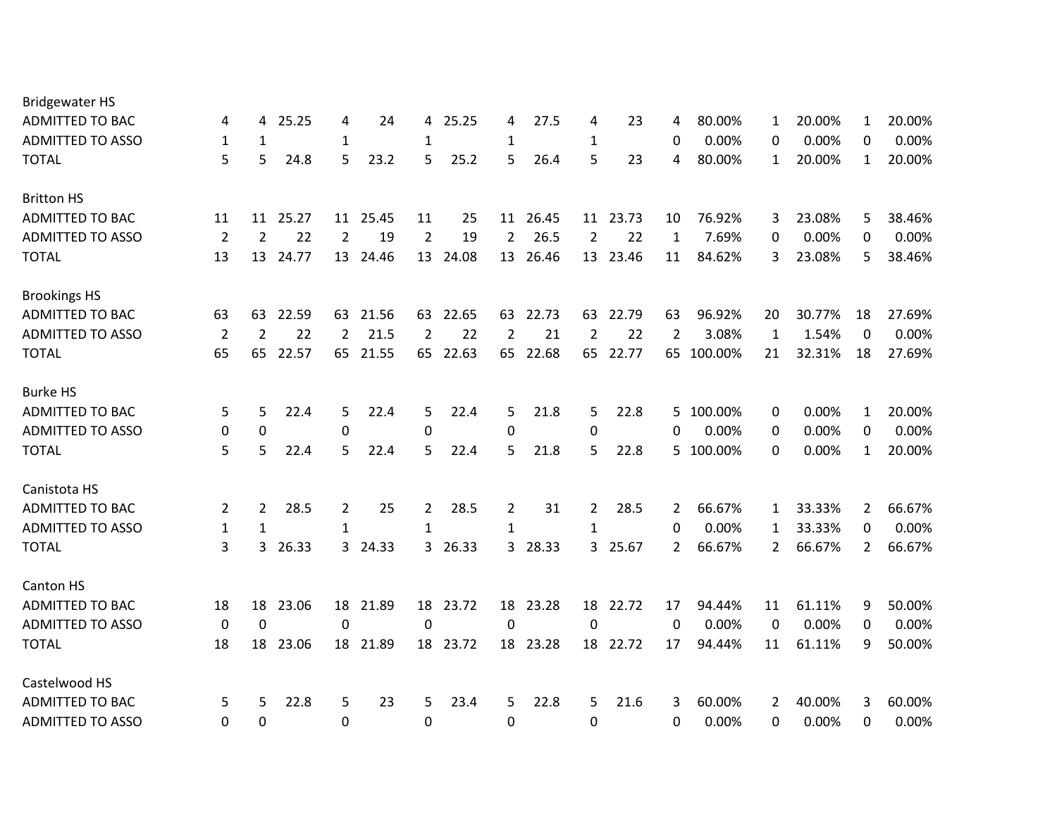| | | | | | | | | | | | | | | | | | | |
|---|---|---|---|---|---|---|---|---|---|---|---|---|---|---|---|---|---|---|
| **Bridgewater HS** | | | | | | | | | | | | | | | | | | |
| ADMITTED TO BAC | 4 | 4 | 25.25 | 4 | 24 | 4 | 25.25 | 4 | 27.5 | 4 | 23 | 4 | 80.00% | 1 | 20.00% | 1 | 20.00% |
| ADMITTED TO ASSO | 1 | 1 | | 1 | | 1 | | 1 | | 1 | | 0 | 0.00% | 0 | 0.00% | 0 | 0.00% |
| TOTAL | 5 | 5 | 24.8 | 5 | 23.2 | 5 | 25.2 | 5 | 26.4 | 5 | 23 | 4 | 80.00% | 1 | 20.00% | 1 | 20.00% |
| | | | | | | | | | | | | | | | | | |
| **Britton HS** | | | | | | | | | | | | | | | | | |
| ADMITTED TO BAC | 11 | 11 | 25.27 | 11 | 25.45 | 11 | 25 | 11 | 26.45 | 11 | 23.73 | 10 | 76.92% | 3 | 23.08% | 5 | 38.46% |
| ADMITTED TO ASSO | 2 | 2 | 22 | 2 | 19 | 2 | 19 | 2 | 26.5 | 2 | 22 | 1 | 7.69% | 0 | 0.00% | 0 | 0.00% |
| TOTAL | 13 | 13 | 24.77 | 13 | 24.46 | 13 | 24.08 | 13 | 26.46 | 13 | 23.46 | 11 | 84.62% | 3 | 23.08% | 5 | 38.46% |
| | | | | | | | | | | | | | | | | | |
| **Brookings HS** | | | | | | | | | | | | | | | | | |
| ADMITTED TO BAC | 63 | 63 | 22.59 | 63 | 21.56 | 63 | 22.65 | 63 | 22.73 | 63 | 22.79 | 63 | 96.92% | 20 | 30.77% | 18 | 27.69% |
| ADMITTED TO ASSO | 2 | 2 | 22 | 2 | 21.5 | 2 | 22 | 2 | 21 | 2 | 22 | 2 | 3.08% | 1 | 1.54% | 0 | 0.00% |
| TOTAL | 65 | 65 | 22.57 | 65 | 21.55 | 65 | 22.63 | 65 | 22.68 | 65 | 22.77 | 65 | 100.00% | 21 | 32.31% | 18 | 27.69% |
| | | | | | | | | | | | | | | | | | |
| **Burke HS** | | | | | | | | | | | | | | | | | |
| ADMITTED TO BAC | 5 | 5 | 22.4 | 5 | 22.4 | 5 | 22.4 | 5 | 21.8 | 5 | 22.8 | 5 | 100.00% | 0 | 0.00% | 1 | 20.00% |
| ADMITTED TO ASSO | 0 | 0 | | 0 | | 0 | | 0 | | 0 | | 0 | 0.00% | 0 | 0.00% | 0 | 0.00% |
| TOTAL | 5 | 5 | 22.4 | 5 | 22.4 | 5 | 22.4 | 5 | 21.8 | 5 | 22.8 | 5 | 100.00% | 0 | 0.00% | 1 | 20.00% |
| | | | | | | | | | | | | | | | | | |
| **Canistota HS** | | | | | | | | | | | | | | | | | |
| ADMITTED TO BAC | 2 | 2 | 28.5 | 2 | 25 | 2 | 28.5 | 2 | 31 | 2 | 28.5 | 2 | 66.67% | 1 | 33.33% | 2 | 66.67% |
| ADMITTED TO ASSO | 1 | 1 | | 1 | | 1 | | 1 | | 1 | | 0 | 0.00% | 1 | 33.33% | 0 | 0.00% |
| TOTAL | 3 | 3 | 26.33 | 3 | 24.33 | 3 | 26.33 | 3 | 28.33 | 3 | 25.67 | 2 | 66.67% | 2 | 66.67% | 2 | 66.67% |
| | | | | | | | | | | | | | | | | | |
| **Canton HS** | | | | | | | | | | | | | | | | | |
| ADMITTED TO BAC | 18 | 18 | 23.06 | 18 | 21.89 | 18 | 23.72 | 18 | 23.28 | 18 | 22.72 | 17 | 94.44% | 11 | 61.11% | 9 | 50.00% |
| ADMITTED TO ASSO | 0 | 0 | | 0 | | 0 | | 0 | | 0 | | 0 | 0.00% | 0 | 0.00% | 0 | 0.00% |
| TOTAL | 18 | 18 | 23.06 | 18 | 21.89 | 18 | 23.72 | 18 | 23.28 | 18 | 22.72 | 17 | 94.44% | 11 | 61.11% | 9 | 50.00% |
| | | | | | | | | | | | | | | | | | |
| **Castelwood HS** | | | | | | | | | | | | | | | | | |
| ADMITTED TO BAC | 5 | 5 | 22.8 | 5 | 23 | 5 | 23.4 | 5 | 22.8 | 5 | 21.6 | 3 | 60.00% | 2 | 40.00% | 3 | 60.00% |
| ADMITTED TO ASSO | 0 | 0 | | 0 | | 0 | | 0 | | 0 | | 0 | 0.00% | 0 | 0.00% | 0 | 0.00% |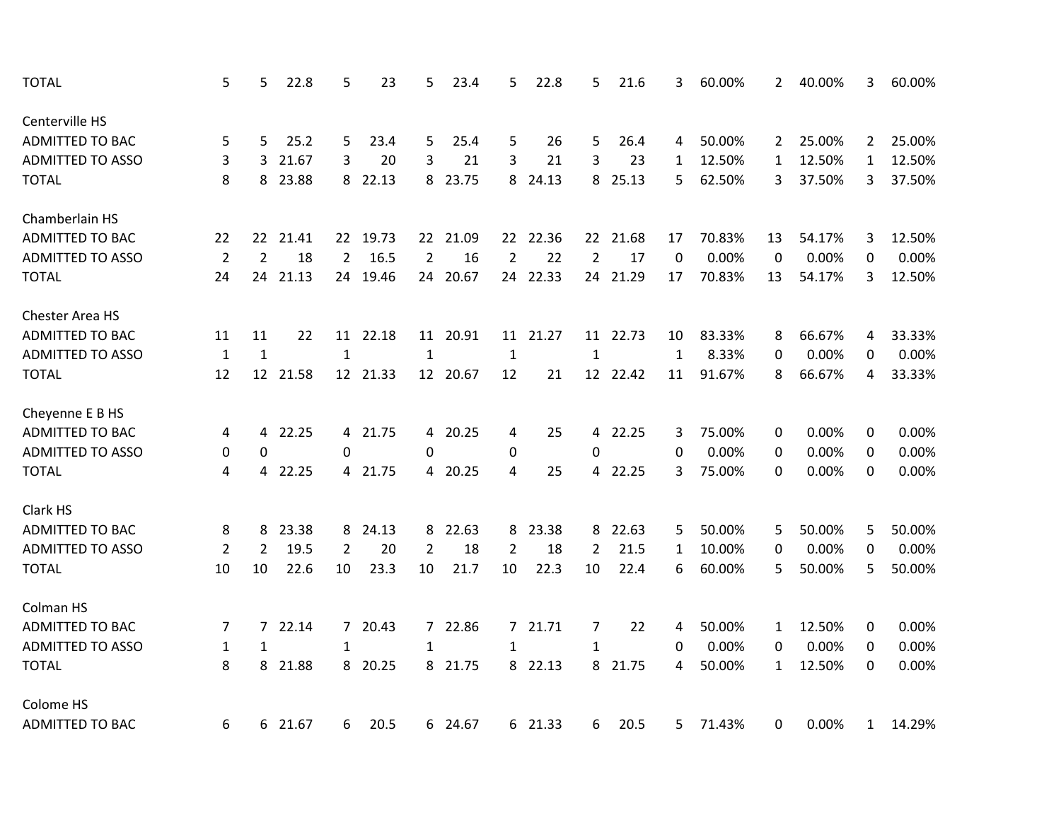| | | | | | | | | | | | | | | | | | |
|---|---|---|---|---|---|---|---|---|---|---|---|---|---|---|---|---|---|
| TOTAL | 5 | 5 | 22.8 | 5 | 23 | 5 | 23.4 | 5 | 22.8 | 5 | 21.6 | 3 | 60.00% | 2 | 40.00% | 3 | 60.00% |
| | | | | | | | | | | | | | | | | | |
| Centerville HS | | | | | | | | | | | | | | | | | |
| ADMITTED TO BAC | 5 | 5 | 25.2 | 5 | 23.4 | 5 | 25.4 | 5 | 26 | 5 | 26.4 | 4 | 50.00% | 2 | 25.00% | 2 | 25.00% |
| ADMITTED TO ASSO | 3 | 3 | 21.67 | 3 | 20 | 3 | 21 | 3 | 21 | 3 | 23 | 1 | 12.50% | 1 | 12.50% | 1 | 12.50% |
| TOTAL | 8 | 8 | 23.88 | 8 | 22.13 | 8 | 23.75 | 8 | 24.13 | 8 | 25.13 | 5 | 62.50% | 3 | 37.50% | 3 | 37.50% |
| | | | | | | | | | | | | | | | | | |
| Chamberlain HS | | | | | | | | | | | | | | | | | |
| ADMITTED TO BAC | 22 | 22 | 21.41 | 22 | 19.73 | 22 | 21.09 | 22 | 22.36 | 22 | 21.68 | 17 | 70.83% | 13 | 54.17% | 3 | 12.50% |
| ADMITTED TO ASSO | 2 | 2 | 18 | 2 | 16.5 | 2 | 16 | 2 | 22 | 2 | 17 | 0 | 0.00% | 0 | 0.00% | 0 | 0.00% |
| TOTAL | 24 | 24 | 21.13 | 24 | 19.46 | 24 | 20.67 | 24 | 22.33 | 24 | 21.29 | 17 | 70.83% | 13 | 54.17% | 3 | 12.50% |
| | | | | | | | | | | | | | | | | | |
| Chester Area HS | | | | | | | | | | | | | | | | | |
| ADMITTED TO BAC | 11 | 11 | 22 | 11 | 22.18 | 11 | 20.91 | 11 | 21.27 | 11 | 22.73 | 10 | 83.33% | 8 | 66.67% | 4 | 33.33% |
| ADMITTED TO ASSO | 1 | 1 | | 1 | | 1 | | 1 | | 1 | | 1 | 8.33% | 0 | 0.00% | 0 | 0.00% |
| TOTAL | 12 | 12 | 21.58 | 12 | 21.33 | 12 | 20.67 | 12 | 21 | 12 | 22.42 | 11 | 91.67% | 8 | 66.67% | 4 | 33.33% |
| | | | | | | | | | | | | | | | | | |
| Cheyenne E B HS | | | | | | | | | | | | | | | | | |
| ADMITTED TO BAC | 4 | 4 | 22.25 | 4 | 21.75 | 4 | 20.25 | 4 | 25 | 4 | 22.25 | 3 | 75.00% | 0 | 0.00% | 0 | 0.00% |
| ADMITTED TO ASSO | 0 | 0 | | 0 | | 0 | | 0 | | 0 | | 0 | 0.00% | 0 | 0.00% | 0 | 0.00% |
| TOTAL | 4 | 4 | 22.25 | 4 | 21.75 | 4 | 20.25 | 4 | 25 | 4 | 22.25 | 3 | 75.00% | 0 | 0.00% | 0 | 0.00% |
| | | | | | | | | | | | | | | | | | |
| Clark HS | | | | | | | | | | | | | | | | | |
| ADMITTED TO BAC | 8 | 8 | 23.38 | 8 | 24.13 | 8 | 22.63 | 8 | 23.38 | 8 | 22.63 | 5 | 50.00% | 5 | 50.00% | 5 | 50.00% |
| ADMITTED TO ASSO | 2 | 2 | 19.5 | 2 | 20 | 2 | 18 | 2 | 18 | 2 | 21.5 | 1 | 10.00% | 0 | 0.00% | 0 | 0.00% |
| TOTAL | 10 | 10 | 22.6 | 10 | 23.3 | 10 | 21.7 | 10 | 22.3 | 10 | 22.4 | 6 | 60.00% | 5 | 50.00% | 5 | 50.00% |
| | | | | | | | | | | | | | | | | | |
| Colman HS | | | | | | | | | | | | | | | | | |
| ADMITTED TO BAC | 7 | 7 | 22.14 | 7 | 20.43 | 7 | 22.86 | 7 | 21.71 | 7 | 22 | 4 | 50.00% | 1 | 12.50% | 0 | 0.00% |
| ADMITTED TO ASSO | 1 | 1 | | 1 | | 1 | | 1 | | 1 | | 0 | 0.00% | 0 | 0.00% | 0 | 0.00% |
| TOTAL | 8 | 8 | 21.88 | 8 | 20.25 | 8 | 21.75 | 8 | 22.13 | 8 | 21.75 | 4 | 50.00% | 1 | 12.50% | 0 | 0.00% |
| | | | | | | | | | | | | | | | | | |
| Colome HS | | | | | | | | | | | | | | | | | |
| ADMITTED TO BAC | 6 | 6 | 21.67 | 6 | 20.5 | 6 | 24.67 | 6 | 21.33 | 6 | 20.5 | 5 | 71.43% | 0 | 0.00% | 1 | 14.29% |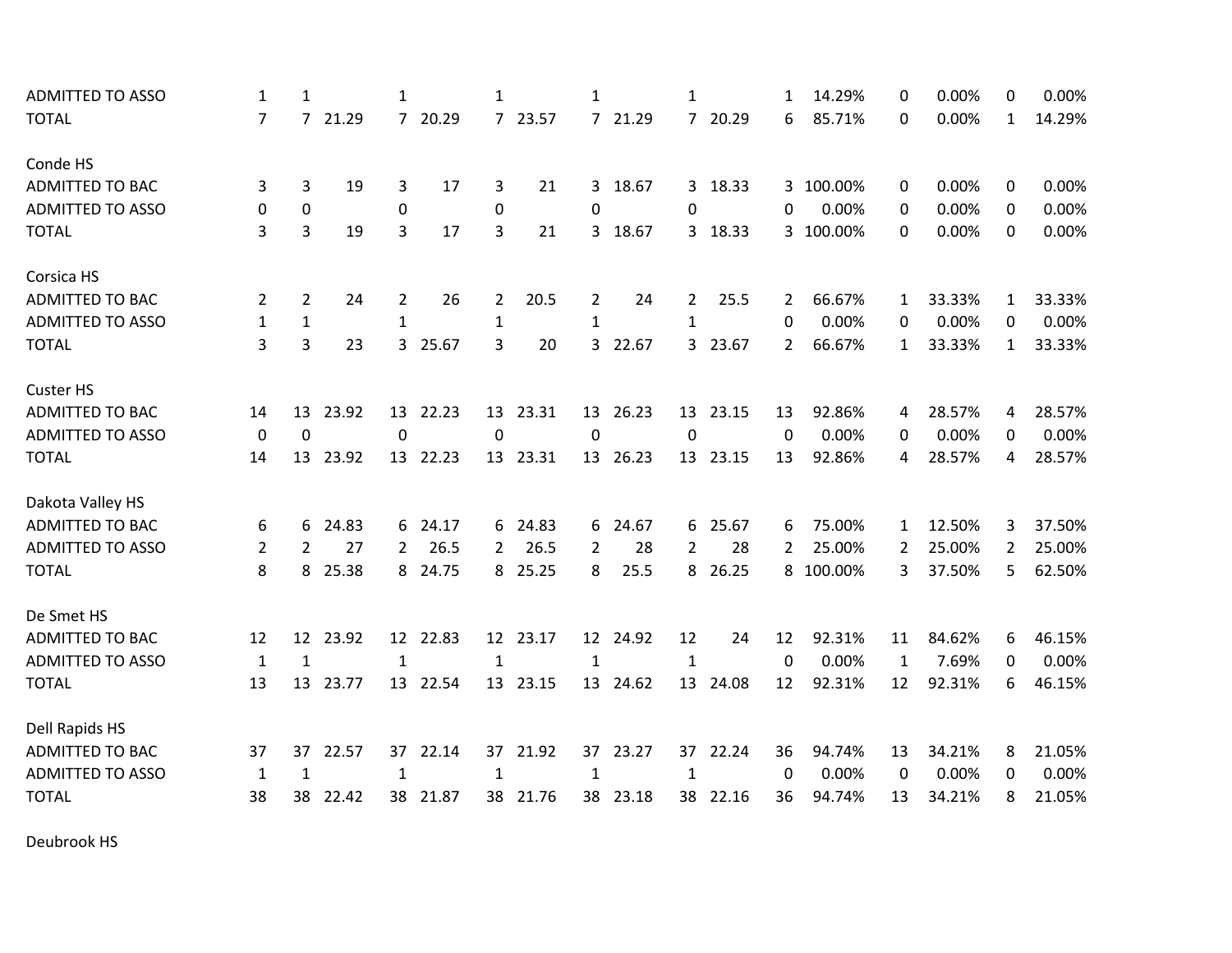| | | | | | | | | | | | | | | | | | |
|---|---|---|---|---|---|---|---|---|---|---|---|---|---|---|---|---|---|
| ADMITTED TO ASSO | 1 | 1 | | 1 | | 1 | | 1 | | 1 | | 1 | 14.29% | 0 | 0.00% | 0 | 0.00% |
| TOTAL | 7 | 7 | 21.29 | 7 | 20.29 | 7 | 23.57 | 7 | 21.29 | 7 | 20.29 | 6 | 85.71% | 0 | 0.00% | 1 | 14.29% |
| | | | | | | | | | | | | | | | | | |
| Conde HS | | | | | | | | | | | | | | | | | |
| ADMITTED TO BAC | 3 | 3 | 19 | 3 | 17 | 3 | 21 | 3 | 18.67 | 3 | 18.33 | 3 | 100.00% | 0 | 0.00% | 0 | 0.00% |
| ADMITTED TO ASSO | 0 | 0 | | 0 | | 0 | | 0 | | 0 | | 0 | 0.00% | 0 | 0.00% | 0 | 0.00% |
| TOTAL | 3 | 3 | 19 | 3 | 17 | 3 | 21 | 3 | 18.67 | 3 | 18.33 | 3 | 100.00% | 0 | 0.00% | 0 | 0.00% |
| | | | | | | | | | | | | | | | | | |
| Corsica HS | | | | | | | | | | | | | | | | | |
| ADMITTED TO BAC | 2 | 2 | 24 | 2 | 26 | 2 | 20.5 | 2 | 24 | 2 | 25.5 | 2 | 66.67% | 1 | 33.33% | 1 | 33.33% |
| ADMITTED TO ASSO | 1 | 1 | | 1 | | 1 | | 1 | | 1 | | 0 | 0.00% | 0 | 0.00% | 0 | 0.00% |
| TOTAL | 3 | 3 | 23 | 3 | 25.67 | 3 | 20 | 3 | 22.67 | 3 | 23.67 | 2 | 66.67% | 1 | 33.33% | 1 | 33.33% |
| | | | | | | | | | | | | | | | | | |
| Custer HS | | | | | | | | | | | | | | | | | |
| ADMITTED TO BAC | 14 | 13 | 23.92 | 13 | 22.23 | 13 | 23.31 | 13 | 26.23 | 13 | 23.15 | 13 | 92.86% | 4 | 28.57% | 4 | 28.57% |
| ADMITTED TO ASSO | 0 | 0 | | 0 | | 0 | | 0 | | 0 | | 0 | 0.00% | 0 | 0.00% | 0 | 0.00% |
| TOTAL | 14 | 13 | 23.92 | 13 | 22.23 | 13 | 23.31 | 13 | 26.23 | 13 | 23.15 | 13 | 92.86% | 4 | 28.57% | 4 | 28.57% |
| | | | | | | | | | | | | | | | | | |
| Dakota Valley HS | | | | | | | | | | | | | | | | | |
| ADMITTED TO BAC | 6 | 6 | 24.83 | 6 | 24.17 | 6 | 24.83 | 6 | 24.67 | 6 | 25.67 | 6 | 75.00% | 1 | 12.50% | 3 | 37.50% |
| ADMITTED TO ASSO | 2 | 2 | 27 | 2 | 26.5 | 2 | 26.5 | 2 | 28 | 2 | 28 | 2 | 25.00% | 2 | 25.00% | 2 | 25.00% |
| TOTAL | 8 | 8 | 25.38 | 8 | 24.75 | 8 | 25.25 | 8 | 25.5 | 8 | 26.25 | 8 | 100.00% | 3 | 37.50% | 5 | 62.50% |
| | | | | | | | | | | | | | | | | | |
| De Smet HS | | | | | | | | | | | | | | | | | |
| ADMITTED TO BAC | 12 | 12 | 23.92 | 12 | 22.83 | 12 | 23.17 | 12 | 24.92 | 12 | 24 | 12 | 92.31% | 11 | 84.62% | 6 | 46.15% |
| ADMITTED TO ASSO | 1 | 1 | | 1 | | 1 | | 1 | | 1 | | 0 | 0.00% | 1 | 7.69% | 0 | 0.00% |
| TOTAL | 13 | 13 | 23.77 | 13 | 22.54 | 13 | 23.15 | 13 | 24.62 | 13 | 24.08 | 12 | 92.31% | 12 | 92.31% | 6 | 46.15% |
| | | | | | | | | | | | | | | | | | |
| Dell Rapids HS | | | | | | | | | | | | | | | | | |
| ADMITTED TO BAC | 37 | 37 | 22.57 | 37 | 22.14 | 37 | 21.92 | 37 | 23.27 | 37 | 22.24 | 36 | 94.74% | 13 | 34.21% | 8 | 21.05% |
| ADMITTED TO ASSO | 1 | 1 | | 1 | | 1 | | 1 | | 1 | | 0 | 0.00% | 0 | 0.00% | 0 | 0.00% |
| TOTAL | 38 | 38 | 22.42 | 38 | 21.87 | 38 | 21.76 | 38 | 23.18 | 38 | 22.16 | 36 | 94.74% | 13 | 34.21% | 8 | 21.05% |
| | | | | | | | | | | | | | | | | | |
| Deubrook HS | | | | | | | | | | | | | | | | | |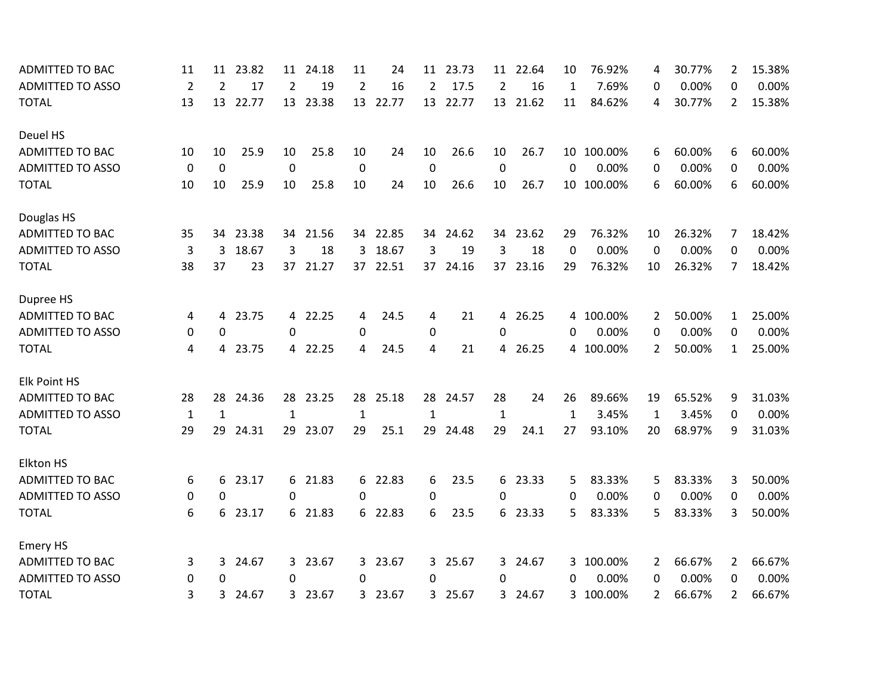| | | | | | | | | | | | | | | | | | |
|---|---|---|---|---|---|---|---|---|---|---|---|---|---|---|---|---|---|
| ADMITTED TO BAC | 11 | 11 | 23.82 | 11 | 24.18 | 11 | 24 | 11 | 23.73 | 11 | 22.64 | 10 | 76.92% | 4 | 30.77% | 2 | 15.38% |
| ADMITTED TO ASSO | 2 | 2 | 17 | 2 | 19 | 2 | 16 | 2 | 17.5 | 2 | 16 | 1 | 7.69% | 0 | 0.00% | 0 | 0.00% |
| TOTAL | 13 | 13 | 22.77 | 13 | 23.38 | 13 | 22.77 | 13 | 22.77 | 13 | 21.62 | 11 | 84.62% | 4 | 30.77% | 2 | 15.38% |
| | | | | | | | | | | | | | | | | | |
| Deuel HS | | | | | | | | | | | | | | | | | |
| ADMITTED TO BAC | 10 | 10 | 25.9 | 10 | 25.8 | 10 | 24 | 10 | 26.6 | 10 | 26.7 | 10 | 100.00% | 6 | 60.00% | 6 | 60.00% |
| ADMITTED TO ASSO | 0 | 0 | | 0 | | 0 | | 0 | | 0 | | 0 | 0.00% | 0 | 0.00% | 0 | 0.00% |
| TOTAL | 10 | 10 | 25.9 | 10 | 25.8 | 10 | 24 | 10 | 26.6 | 10 | 26.7 | 10 | 100.00% | 6 | 60.00% | 6 | 60.00% |
| | | | | | | | | | | | | | | | | | |
| Douglas HS | | | | | | | | | | | | | | | | | |
| ADMITTED TO BAC | 35 | 34 | 23.38 | 34 | 21.56 | 34 | 22.85 | 34 | 24.62 | 34 | 23.62 | 29 | 76.32% | 10 | 26.32% | 7 | 18.42% |
| ADMITTED TO ASSO | 3 | 3 | 18.67 | 3 | 18 | 3 | 18.67 | 3 | 19 | 3 | 18 | 0 | 0.00% | 0 | 0.00% | 0 | 0.00% |
| TOTAL | 38 | 37 | 23 | 37 | 21.27 | 37 | 22.51 | 37 | 24.16 | 37 | 23.16 | 29 | 76.32% | 10 | 26.32% | 7 | 18.42% |
| | | | | | | | | | | | | | | | | | |
| Dupree HS | | | | | | | | | | | | | | | | | |
| ADMITTED TO BAC | 4 | 4 | 23.75 | 4 | 22.25 | 4 | 24.5 | 4 | 21 | 4 | 26.25 | 4 | 100.00% | 2 | 50.00% | 1 | 25.00% |
| ADMITTED TO ASSO | 0 | 0 | | 0 | | 0 | | 0 | | 0 | | 0 | 0.00% | 0 | 0.00% | 0 | 0.00% |
| TOTAL | 4 | 4 | 23.75 | 4 | 22.25 | 4 | 24.5 | 4 | 21 | 4 | 26.25 | 4 | 100.00% | 2 | 50.00% | 1 | 25.00% |
| | | | | | | | | | | | | | | | | | |
| Elk Point HS | | | | | | | | | | | | | | | | | |
| ADMITTED TO BAC | 28 | 28 | 24.36 | 28 | 23.25 | 28 | 25.18 | 28 | 24.57 | 28 | 24 | 26 | 89.66% | 19 | 65.52% | 9 | 31.03% |
| ADMITTED TO ASSO | 1 | 1 | | 1 | | 1 | | 1 | | 1 | | 1 | 3.45% | 1 | 3.45% | 0 | 0.00% |
| TOTAL | 29 | 29 | 24.31 | 29 | 23.07 | 29 | 25.1 | 29 | 24.48 | 29 | 24.1 | 27 | 93.10% | 20 | 68.97% | 9 | 31.03% |
| | | | | | | | | | | | | | | | | | |
| Elkton HS | | | | | | | | | | | | | | | | | |
| ADMITTED TO BAC | 6 | 6 | 23.17 | 6 | 21.83 | 6 | 22.83 | 6 | 23.5 | 6 | 23.33 | 5 | 83.33% | 5 | 83.33% | 3 | 50.00% |
| ADMITTED TO ASSO | 0 | 0 | | 0 | | 0 | | 0 | | 0 | | 0 | 0.00% | 0 | 0.00% | 0 | 0.00% |
| TOTAL | 6 | 6 | 23.17 | 6 | 21.83 | 6 | 22.83 | 6 | 23.5 | 6 | 23.33 | 5 | 83.33% | 5 | 83.33% | 3 | 50.00% |
| | | | | | | | | | | | | | | | | | |
| Emery HS | | | | | | | | | | | | | | | | | |
| ADMITTED TO BAC | 3 | 3 | 24.67 | 3 | 23.67 | 3 | 23.67 | 3 | 25.67 | 3 | 24.67 | 3 | 100.00% | 2 | 66.67% | 2 | 66.67% |
| ADMITTED TO ASSO | 0 | 0 | | 0 | | 0 | | 0 | | 0 | | 0 | 0.00% | 0 | 0.00% | 0 | 0.00% |
| TOTAL | 3 | 3 | 24.67 | 3 | 23.67 | 3 | 23.67 | 3 | 25.67 | 3 | 24.67 | 3 | 100.00% | 2 | 66.67% | 2 | 66.67% |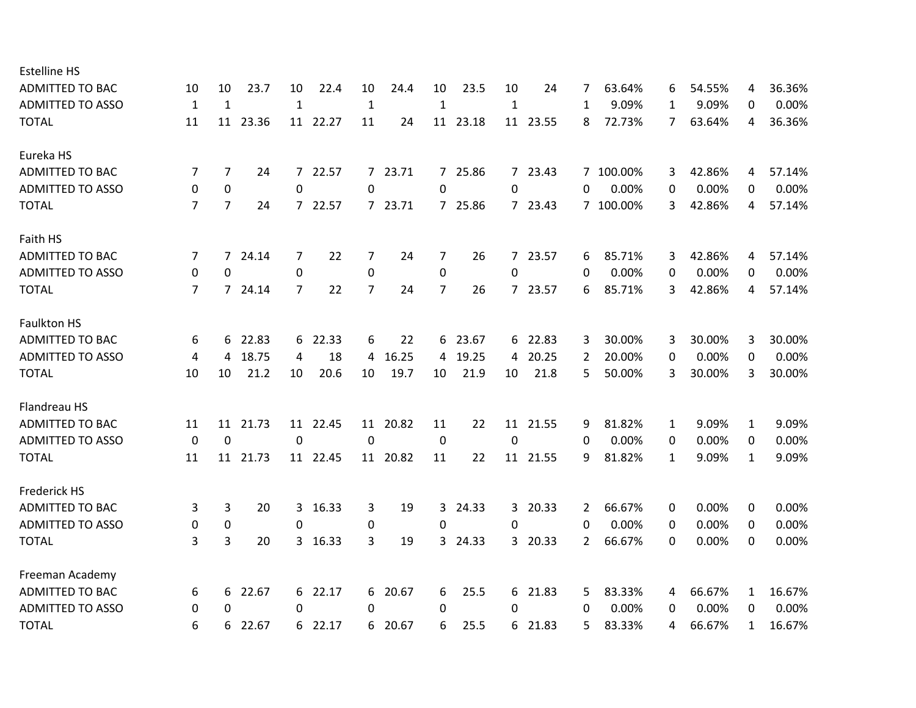| | | | | | | | | | | | | | | | | |
|---|---|---|---|---|---|---|---|---|---|---|---|---|---|---|---|---|
| **Estelline HS** | | | | | | | | | | | | | | | | |
| ADMITTED TO BAC | 10 | 10 | 23.7 | 10 | 22.4 | 10 | 24.4 | 10 | 23.5 | 10 | 24 | 7 | 63.64% | 6 | 54.55% | 4 | 36.36% |
| ADMITTED TO ASSO | 1 | 1 | | 1 | | 1 | | 1 | | 1 | | 1 | 9.09% | 1 | 9.09% | 0 | 0.00% |
| TOTAL | 11 | 11 | 23.36 | 11 | 22.27 | 11 | 24 | 11 | 23.18 | 11 | 23.55 | 8 | 72.73% | 7 | 63.64% | 4 | 36.36% |
| **Eureka HS** | | | | | | | | | | | | | | | | |
| ADMITTED TO BAC | 7 | 7 | 24 | 7 | 22.57 | 7 | 23.71 | 7 | 25.86 | 7 | 23.43 | 7 | 100.00% | 3 | 42.86% | 4 | 57.14% |
| ADMITTED TO ASSO | 0 | 0 | | 0 | | 0 | | 0 | | 0 | | 0 | 0.00% | 0 | 0.00% | 0 | 0.00% |
| TOTAL | 7 | 7 | 24 | 7 | 22.57 | 7 | 23.71 | 7 | 25.86 | 7 | 23.43 | 7 | 100.00% | 3 | 42.86% | 4 | 57.14% |
| **Faith HS** | | | | | | | | | | | | | | | | |
| ADMITTED TO BAC | 7 | 7 | 24.14 | 7 | 22 | 7 | 24 | 7 | 26 | 7 | 23.57 | 6 | 85.71% | 3 | 42.86% | 4 | 57.14% |
| ADMITTED TO ASSO | 0 | 0 | | 0 | | 0 | | 0 | | 0 | | 0 | 0.00% | 0 | 0.00% | 0 | 0.00% |
| TOTAL | 7 | 7 | 24.14 | 7 | 22 | 7 | 24 | 7 | 26 | 7 | 23.57 | 6 | 85.71% | 3 | 42.86% | 4 | 57.14% |
| **Faulkton HS** | | | | | | | | | | | | | | | | |
| ADMITTED TO BAC | 6 | 6 | 22.83 | 6 | 22.33 | 6 | 22 | 6 | 23.67 | 6 | 22.83 | 3 | 30.00% | 3 | 30.00% | 3 | 30.00% |
| ADMITTED TO ASSO | 4 | 4 | 18.75 | 4 | 18 | 4 | 16.25 | 4 | 19.25 | 4 | 20.25 | 2 | 20.00% | 0 | 0.00% | 0 | 0.00% |
| TOTAL | 10 | 10 | 21.2 | 10 | 20.6 | 10 | 19.7 | 10 | 21.9 | 10 | 21.8 | 5 | 50.00% | 3 | 30.00% | 3 | 30.00% |
| **Flandreau HS** | | | | | | | | | | | | | | | | |
| ADMITTED TO BAC | 11 | 11 | 21.73 | 11 | 22.45 | 11 | 20.82 | 11 | 22 | 11 | 21.55 | 9 | 81.82% | 1 | 9.09% | 1 | 9.09% |
| ADMITTED TO ASSO | 0 | 0 | | 0 | | 0 | | 0 | | 0 | | 0 | 0.00% | 0 | 0.00% | 0 | 0.00% |
| TOTAL | 11 | 11 | 21.73 | 11 | 22.45 | 11 | 20.82 | 11 | 22 | 11 | 21.55 | 9 | 81.82% | 1 | 9.09% | 1 | 9.09% |
| **Frederick HS** | | | | | | | | | | | | | | | | |
| ADMITTED TO BAC | 3 | 3 | 20 | 3 | 16.33 | 3 | 19 | 3 | 24.33 | 3 | 20.33 | 2 | 66.67% | 0 | 0.00% | 0 | 0.00% |
| ADMITTED TO ASSO | 0 | 0 | | 0 | | 0 | | 0 | | 0 | | 0 | 0.00% | 0 | 0.00% | 0 | 0.00% |
| TOTAL | 3 | 3 | 20 | 3 | 16.33 | 3 | 19 | 3 | 24.33 | 3 | 20.33 | 2 | 66.67% | 0 | 0.00% | 0 | 0.00% |
| **Freeman Academy** | | | | | | | | | | | | | | | | |
| ADMITTED TO BAC | 6 | 6 | 22.67 | 6 | 22.17 | 6 | 20.67 | 6 | 25.5 | 6 | 21.83 | 5 | 83.33% | 4 | 66.67% | 1 | 16.67% |
| ADMITTED TO ASSO | 0 | 0 | | 0 | | 0 | | 0 | | 0 | | 0 | 0.00% | 0 | 0.00% | 0 | 0.00% |
| TOTAL | 6 | 6 | 22.67 | 6 | 22.17 | 6 | 20.67 | 6 | 25.5 | 6 | 21.83 | 5 | 83.33% | 4 | 66.67% | 1 | 16.67% |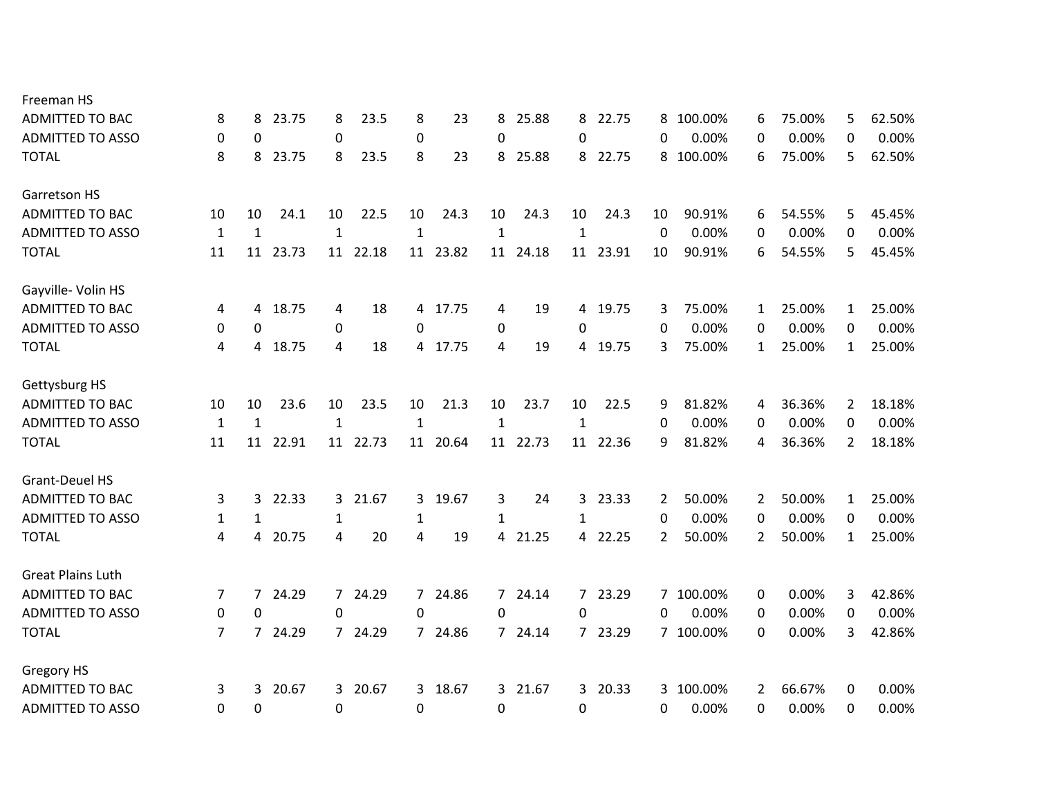| | | | | | | | | | | | | | | | | | | |
|---|---|---|---|---|---|---|---|---|---|---|---|---|---|---|---|---|---|---|
| **Freeman HS** | | | | | | | | | | | | | | | | | | |
| ADMITTED TO BAC | 8 | 8 | 23.75 | 8 | 23.5 | 8 | 23 | 8 | 25.88 | 8 | 22.75 | 8 | 100.00% | 6 | 75.00% | 5 | 62.50% |
| ADMITTED TO ASSO | 0 | 0 | | 0 | | 0 | | 0 | | 0 | | 0 | 0.00% | 0 | 0.00% | 0 | 0.00% |
| TOTAL | 8 | 8 | 23.75 | 8 | 23.5 | 8 | 23 | 8 | 25.88 | 8 | 22.75 | 8 | 100.00% | 6 | 75.00% | 5 | 62.50% |
| | | | | | | | | | | | | | | | | | |
| **Garretson HS** | | | | | | | | | | | | | | | | | | |
| ADMITTED TO BAC | 10 | 10 | 24.1 | 10 | 22.5 | 10 | 24.3 | 10 | 24.3 | 10 | 24.3 | 10 | 90.91% | 6 | 54.55% | 5 | 45.45% |
| ADMITTED TO ASSO | 1 | 1 | | 1 | | 1 | | 1 | | 1 | | 0 | 0.00% | 0 | 0.00% | 0 | 0.00% |
| TOTAL | 11 | 11 | 23.73 | 11 | 22.18 | 11 | 23.82 | 11 | 24.18 | 11 | 23.91 | 10 | 90.91% | 6 | 54.55% | 5 | 45.45% |
| | | | | | | | | | | | | | | | | | |
| **Gayville- Volin HS** | | | | | | | | | | | | | | | | | | |
| ADMITTED TO BAC | 4 | 4 | 18.75 | 4 | 18 | 4 | 17.75 | 4 | 19 | 4 | 19.75 | 3 | 75.00% | 1 | 25.00% | 1 | 25.00% |
| ADMITTED TO ASSO | 0 | 0 | | 0 | | 0 | | 0 | | 0 | | 0 | 0.00% | 0 | 0.00% | 0 | 0.00% |
| TOTAL | 4 | 4 | 18.75 | 4 | 18 | 4 | 17.75 | 4 | 19 | 4 | 19.75 | 3 | 75.00% | 1 | 25.00% | 1 | 25.00% |
| | | | | | | | | | | | | | | | | | |
| **Gettysburg HS** | | | | | | | | | | | | | | | | | | |
| ADMITTED TO BAC | 10 | 10 | 23.6 | 10 | 23.5 | 10 | 21.3 | 10 | 23.7 | 10 | 22.5 | 9 | 81.82% | 4 | 36.36% | 2 | 18.18% |
| ADMITTED TO ASSO | 1 | 1 | | 1 | | 1 | | 1 | | 1 | | 0 | 0.00% | 0 | 0.00% | 0 | 0.00% |
| TOTAL | 11 | 11 | 22.91 | 11 | 22.73 | 11 | 20.64 | 11 | 22.73 | 11 | 22.36 | 9 | 81.82% | 4 | 36.36% | 2 | 18.18% |
| | | | | | | | | | | | | | | | | | |
| **Grant-Deuel HS** | | | | | | | | | | | | | | | | | | |
| ADMITTED TO BAC | 3 | 3 | 22.33 | 3 | 21.67 | 3 | 19.67 | 3 | 24 | 3 | 23.33 | 2 | 50.00% | 2 | 50.00% | 1 | 25.00% |
| ADMITTED TO ASSO | 1 | 1 | | 1 | | 1 | | 1 | | 1 | | 0 | 0.00% | 0 | 0.00% | 0 | 0.00% |
| TOTAL | 4 | 4 | 20.75 | 4 | 20 | 4 | 19 | 4 | 21.25 | 4 | 22.25 | 2 | 50.00% | 2 | 50.00% | 1 | 25.00% |
| | | | | | | | | | | | | | | | | | |
| **Great Plains Luth** | | | | | | | | | | | | | | | | | | |
| ADMITTED TO BAC | 7 | 7 | 24.29 | 7 | 24.29 | 7 | 24.86 | 7 | 24.14 | 7 | 23.29 | 7 | 100.00% | 0 | 0.00% | 3 | 42.86% |
| ADMITTED TO ASSO | 0 | 0 | | 0 | | 0 | | 0 | | 0 | | 0 | 0.00% | 0 | 0.00% | 0 | 0.00% |
| TOTAL | 7 | 7 | 24.29 | 7 | 24.29 | 7 | 24.86 | 7 | 24.14 | 7 | 23.29 | 7 | 100.00% | 0 | 0.00% | 3 | 42.86% |
| | | | | | | | | | | | | | | | | | |
| **Gregory HS** | | | | | | | | | | | | | | | | | | |
| ADMITTED TO BAC | 3 | 3 | 20.67 | 3 | 20.67 | 3 | 18.67 | 3 | 21.67 | 3 | 20.33 | 3 | 100.00% | 2 | 66.67% | 0 | 0.00% |
| ADMITTED TO ASSO | 0 | 0 | | 0 | | 0 | | 0 | | 0 | | 0 | 0.00% | 0 | 0.00% | 0 | 0.00% |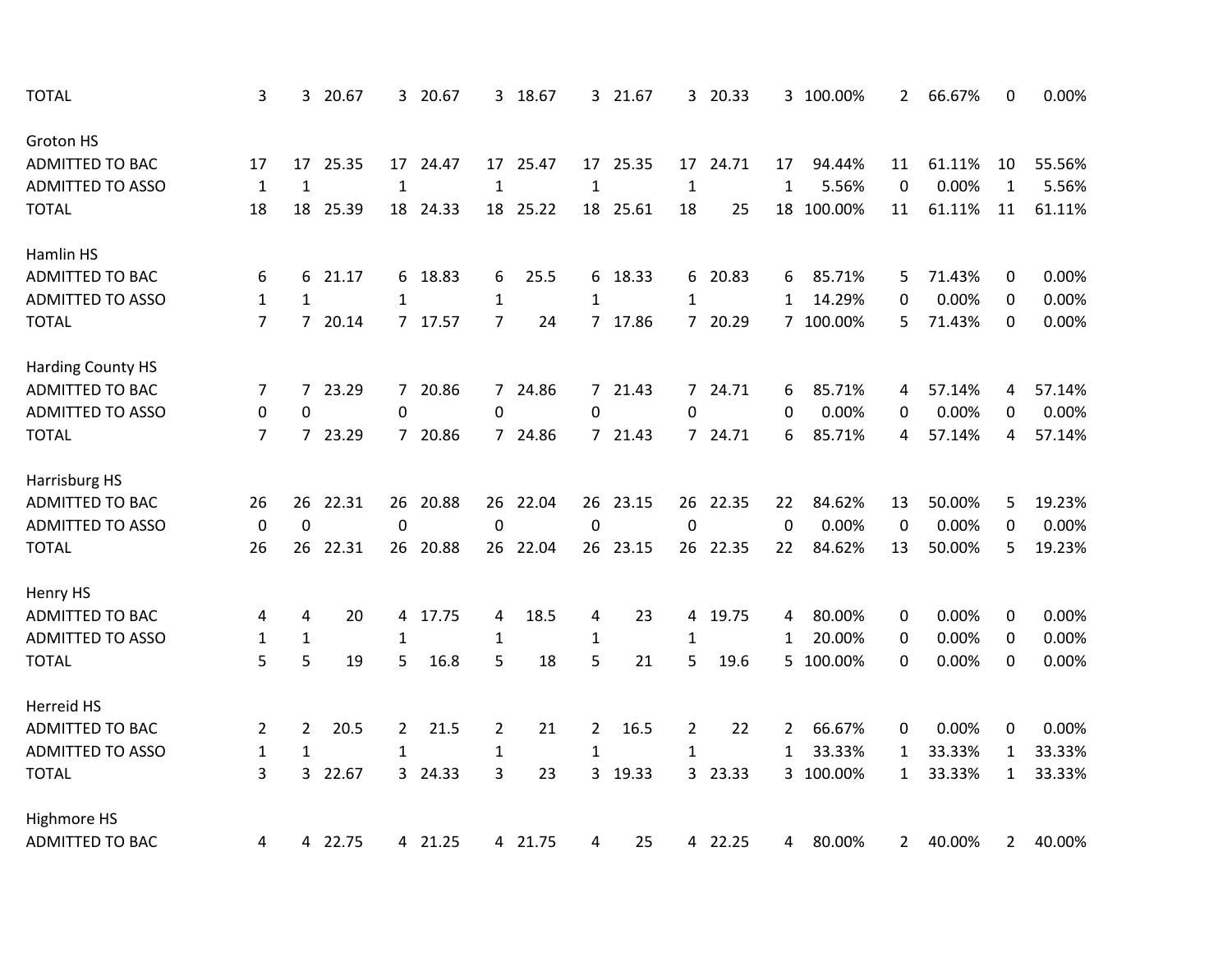| | | | | | | | | | | | | | | | | | |
|---|---|---|---|---|---|---|---|---|---|---|---|---|---|---|---|---|---|
| TOTAL | 3 | 3 | 20.67 | 3 | 20.67 | 3 | 18.67 | 3 | 21.67 | 3 | 20.33 | 3 | 100.00% | 2 | 66.67% | 0 | 0.00% |
| | | | | | | | | | | | | | | | | | |
| Groton HS | | | | | | | | | | | | | | | | | |
| ADMITTED TO BAC | 17 | 17 | 25.35 | 17 | 24.47 | 17 | 25.47 | 17 | 25.35 | 17 | 24.71 | 17 | 94.44% | 11 | 61.11% | 10 | 55.56% |
| ADMITTED TO ASSO | 1 | 1 | | 1 | | 1 | | 1 | | 1 | | 1 | 5.56% | 0 | 0.00% | 1 | 5.56% |
| TOTAL | 18 | 18 | 25.39 | 18 | 24.33 | 18 | 25.22 | 18 | 25.61 | 18 | 25 | 18 | 100.00% | 11 | 61.11% | 11 | 61.11% |
| | | | | | | | | | | | | | | | | | |
| Hamlin HS | | | | | | | | | | | | | | | | | |
| ADMITTED TO BAC | 6 | 6 | 21.17 | 6 | 18.83 | 6 | 25.5 | 6 | 18.33 | 6 | 20.83 | 6 | 85.71% | 5 | 71.43% | 0 | 0.00% |
| ADMITTED TO ASSO | 1 | 1 | | 1 | | 1 | | 1 | | 1 | | 1 | 14.29% | 0 | 0.00% | 0 | 0.00% |
| TOTAL | 7 | 7 | 20.14 | 7 | 17.57 | 7 | 24 | 7 | 17.86 | 7 | 20.29 | 7 | 100.00% | 5 | 71.43% | 0 | 0.00% |
| | | | | | | | | | | | | | | | | | |
| Harding County HS | | | | | | | | | | | | | | | | | |
| ADMITTED TO BAC | 7 | 7 | 23.29 | 7 | 20.86 | 7 | 24.86 | 7 | 21.43 | 7 | 24.71 | 6 | 85.71% | 4 | 57.14% | 4 | 57.14% |
| ADMITTED TO ASSO | 0 | 0 | | 0 | | 0 | | 0 | | 0 | | 0 | 0.00% | 0 | 0.00% | 0 | 0.00% |
| TOTAL | 7 | 7 | 23.29 | 7 | 20.86 | 7 | 24.86 | 7 | 21.43 | 7 | 24.71 | 6 | 85.71% | 4 | 57.14% | 4 | 57.14% |
| | | | | | | | | | | | | | | | | | |
| Harrisburg HS | | | | | | | | | | | | | | | | | |
| ADMITTED TO BAC | 26 | 26 | 22.31 | 26 | 20.88 | 26 | 22.04 | 26 | 23.15 | 26 | 22.35 | 22 | 84.62% | 13 | 50.00% | 5 | 19.23% |
| ADMITTED TO ASSO | 0 | 0 | | 0 | | 0 | | 0 | | 0 | | 0 | 0.00% | 0 | 0.00% | 0 | 0.00% |
| TOTAL | 26 | 26 | 22.31 | 26 | 20.88 | 26 | 22.04 | 26 | 23.15 | 26 | 22.35 | 22 | 84.62% | 13 | 50.00% | 5 | 19.23% |
| | | | | | | | | | | | | | | | | | |
| Henry HS | | | | | | | | | | | | | | | | | |
| ADMITTED TO BAC | 4 | 4 | 20 | 4 | 17.75 | 4 | 18.5 | 4 | 23 | 4 | 19.75 | 4 | 80.00% | 0 | 0.00% | 0 | 0.00% |
| ADMITTED TO ASSO | 1 | 1 | | 1 | | 1 | | 1 | | 1 | | 1 | 20.00% | 0 | 0.00% | 0 | 0.00% |
| TOTAL | 5 | 5 | 19 | 5 | 16.8 | 5 | 18 | 5 | 21 | 5 | 19.6 | 5 | 100.00% | 0 | 0.00% | 0 | 0.00% |
| | | | | | | | | | | | | | | | | | |
| Herreid HS | | | | | | | | | | | | | | | | | |
| ADMITTED TO BAC | 2 | 2 | 20.5 | 2 | 21.5 | 2 | 21 | 2 | 16.5 | 2 | 22 | 2 | 66.67% | 0 | 0.00% | 0 | 0.00% |
| ADMITTED TO ASSO | 1 | 1 | | 1 | | 1 | | 1 | | 1 | | 1 | 33.33% | 1 | 33.33% | 1 | 33.33% |
| TOTAL | 3 | 3 | 22.67 | 3 | 24.33 | 3 | 23 | 3 | 19.33 | 3 | 23.33 | 3 | 100.00% | 1 | 33.33% | 1 | 33.33% |
| | | | | | | | | | | | | | | | | | |
| Highmore HS | | | | | | | | | | | | | | | | | |
| ADMITTED TO BAC | 4 | 4 | 22.75 | 4 | 21.25 | 4 | 21.75 | 4 | 25 | 4 | 22.25 | 4 | 80.00% | 2 | 40.00% | 2 | 40.00% |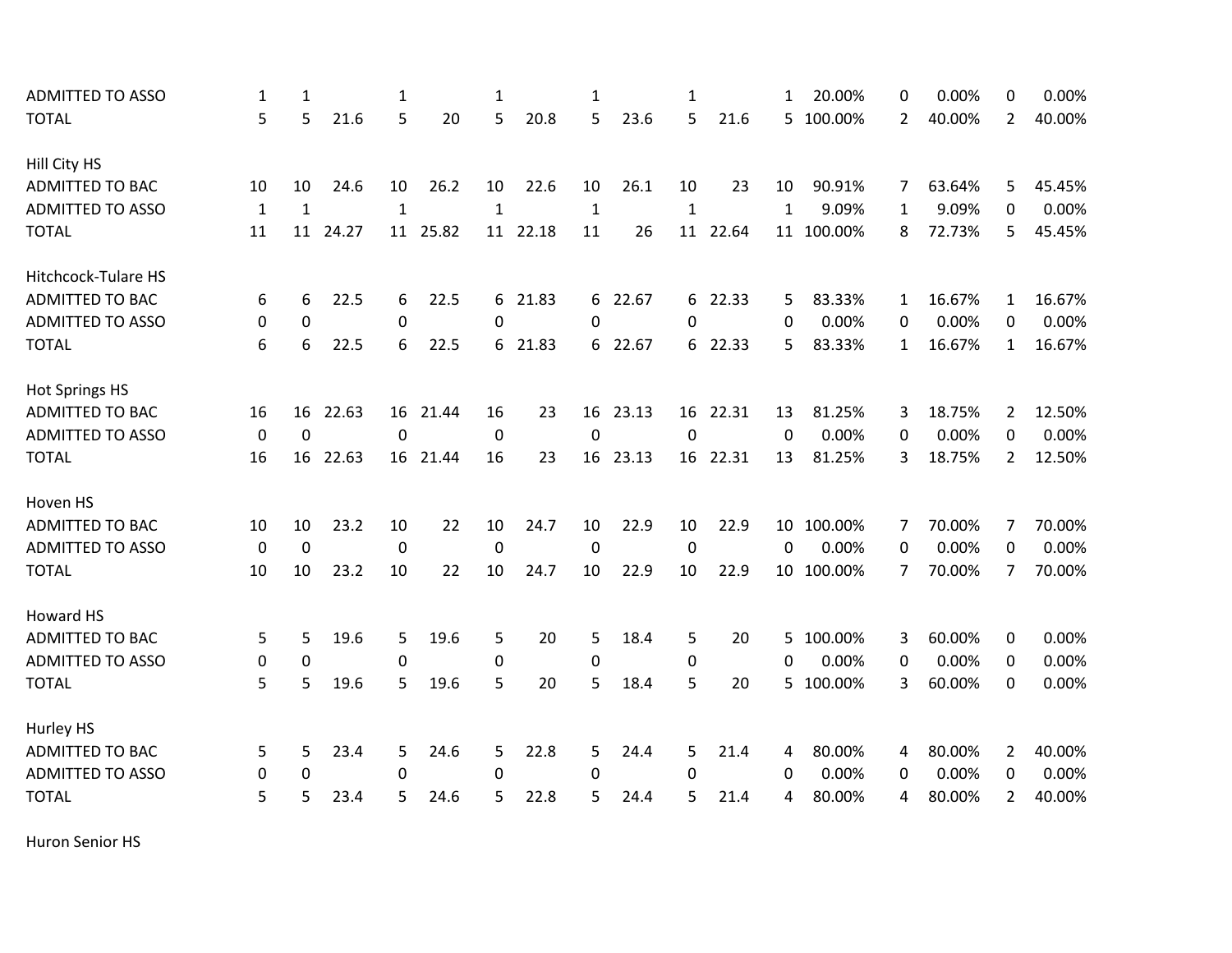| | | | | | | | | | | | | | | | | | |
|---|---|---|---|---|---|---|---|---|---|---|---|---|---|---|---|---|---|
| ADMITTED TO ASSO | 1 | 1 | | 1 | | 1 | | 1 | | 1 | | 1 | 20.00% | 0 | 0.00% | 0 | 0.00% |
| TOTAL | 5 | 5 | 21.6 | 5 | 20 | 5 | 20.8 | 5 | 23.6 | 5 | 21.6 | 5 | 100.00% | 2 | 40.00% | 2 | 40.00% |
| | | | | | | | | | | | | | | | | | |
| Hill City HS | | | | | | | | | | | | | | | | | |
| ADMITTED TO BAC | 10 | 10 | 24.6 | 10 | 26.2 | 10 | 22.6 | 10 | 26.1 | 10 | 23 | 10 | 90.91% | 7 | 63.64% | 5 | 45.45% |
| ADMITTED TO ASSO | 1 | 1 | | 1 | | 1 | | 1 | | 1 | | 1 | 9.09% | 1 | 9.09% | 0 | 0.00% |
| TOTAL | 11 | 11 | 24.27 | 11 | 25.82 | 11 | 22.18 | 11 | 26 | 11 | 22.64 | 11 | 100.00% | 8 | 72.73% | 5 | 45.45% |
| | | | | | | | | | | | | | | | | | |
| Hitchcock-Tulare HS | | | | | | | | | | | | | | | | | |
| ADMITTED TO BAC | 6 | 6 | 22.5 | 6 | 22.5 | 6 | 21.83 | 6 | 22.67 | 6 | 22.33 | 5 | 83.33% | 1 | 16.67% | 1 | 16.67% |
| ADMITTED TO ASSO | 0 | 0 | | 0 | | 0 | | 0 | | 0 | | 0 | 0.00% | 0 | 0.00% | 0 | 0.00% |
| TOTAL | 6 | 6 | 22.5 | 6 | 22.5 | 6 | 21.83 | 6 | 22.67 | 6 | 22.33 | 5 | 83.33% | 1 | 16.67% | 1 | 16.67% |
| | | | | | | | | | | | | | | | | | |
| Hot Springs HS | | | | | | | | | | | | | | | | | |
| ADMITTED TO BAC | 16 | 16 | 22.63 | 16 | 21.44 | 16 | 23 | 16 | 23.13 | 16 | 22.31 | 13 | 81.25% | 3 | 18.75% | 2 | 12.50% |
| ADMITTED TO ASSO | 0 | 0 | | 0 | | 0 | | 0 | | 0 | | 0 | 0.00% | 0 | 0.00% | 0 | 0.00% |
| TOTAL | 16 | 16 | 22.63 | 16 | 21.44 | 16 | 23 | 16 | 23.13 | 16 | 22.31 | 13 | 81.25% | 3 | 18.75% | 2 | 12.50% |
| | | | | | | | | | | | | | | | | | |
| Hoven HS | | | | | | | | | | | | | | | | | |
| ADMITTED TO BAC | 10 | 10 | 23.2 | 10 | 22 | 10 | 24.7 | 10 | 22.9 | 10 | 22.9 | 10 | 100.00% | 7 | 70.00% | 7 | 70.00% |
| ADMITTED TO ASSO | 0 | 0 | | 0 | | 0 | | 0 | | 0 | | 0 | 0.00% | 0 | 0.00% | 0 | 0.00% |
| TOTAL | 10 | 10 | 23.2 | 10 | 22 | 10 | 24.7 | 10 | 22.9 | 10 | 22.9 | 10 | 100.00% | 7 | 70.00% | 7 | 70.00% |
| | | | | | | | | | | | | | | | | | |
| Howard HS | | | | | | | | | | | | | | | | | |
| ADMITTED TO BAC | 5 | 5 | 19.6 | 5 | 19.6 | 5 | 20 | 5 | 18.4 | 5 | 20 | 5 | 100.00% | 3 | 60.00% | 0 | 0.00% |
| ADMITTED TO ASSO | 0 | 0 | | 0 | | 0 | | 0 | | 0 | | 0 | 0.00% | 0 | 0.00% | 0 | 0.00% |
| TOTAL | 5 | 5 | 19.6 | 5 | 19.6 | 5 | 20 | 5 | 18.4 | 5 | 20 | 5 | 100.00% | 3 | 60.00% | 0 | 0.00% |
| | | | | | | | | | | | | | | | | | |
| Hurley HS | | | | | | | | | | | | | | | | | |
| ADMITTED TO BAC | 5 | 5 | 23.4 | 5 | 24.6 | 5 | 22.8 | 5 | 24.4 | 5 | 21.4 | 4 | 80.00% | 4 | 80.00% | 2 | 40.00% |
| ADMITTED TO ASSO | 0 | 0 | | 0 | | 0 | | 0 | | 0 | | 0 | 0.00% | 0 | 0.00% | 0 | 0.00% |
| TOTAL | 5 | 5 | 23.4 | 5 | 24.6 | 5 | 22.8 | 5 | 24.4 | 5 | 21.4 | 4 | 80.00% | 4 | 80.00% | 2 | 40.00% |
| | | | | | | | | | | | | | | | | | |
| Huron Senior HS | | | | | | | | | | | | | | | | | |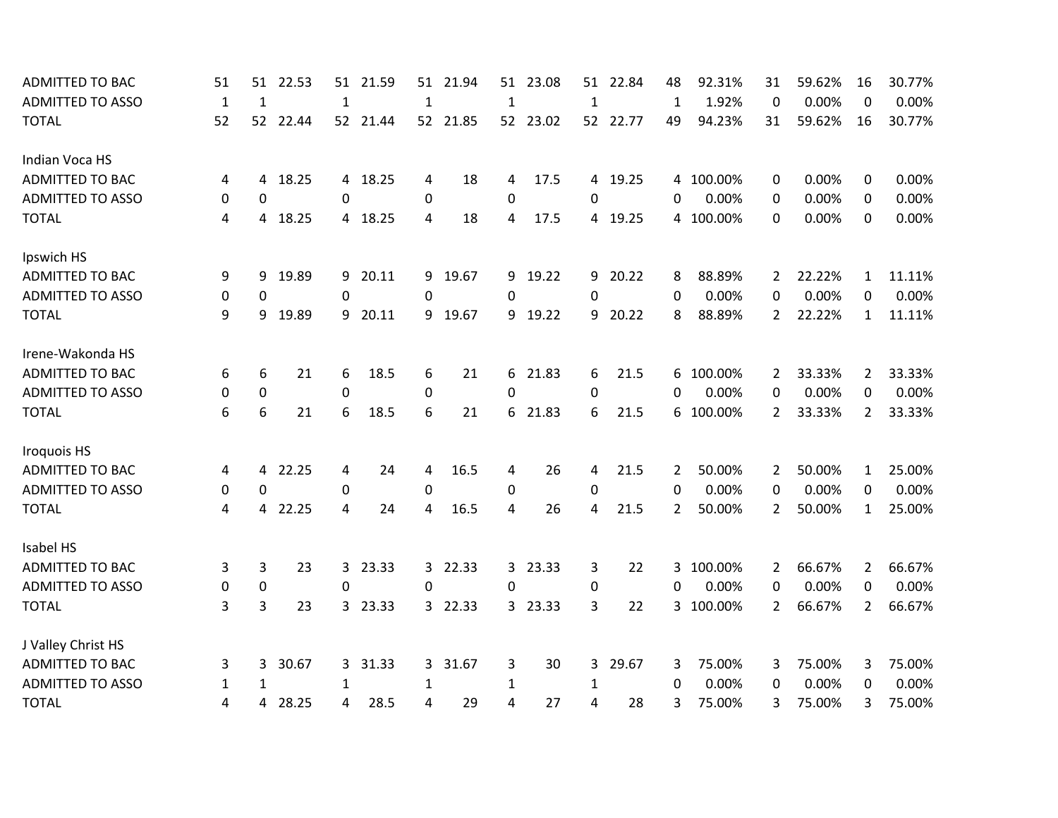| | | | | | | | | | | | | | | | | | | |
|---|---|---|---|---|---|---|---|---|---|---|---|---|---|---|---|---|---|---|
| ADMITTED TO BAC | 51 | 51 | 22.53 | 51 | 21.59 | 51 | 21.94 | 51 | 23.08 | 51 | 22.84 | 48 | 92.31% | 31 | 59.62% | 16 | 30.77% |
| ADMITTED TO ASSO | 1 | 1 | | 1 | | 1 | | 1 | | 1 | | 1 | 1.92% | 0 | 0.00% | 0 | 0.00% |
| TOTAL | 52 | 52 | 22.44 | 52 | 21.44 | 52 | 21.85 | 52 | 23.02 | 52 | 22.77 | 49 | 94.23% | 31 | 59.62% | 16 | 30.77% |
| | | | | | | | | | | | | | | | | | |
| Indian Voca HS | | | | | | | | | | | | | | | | | |
| ADMITTED TO BAC | 4 | 4 | 18.25 | 4 | 18.25 | 4 | 18 | 4 | 17.5 | 4 | 19.25 | 4 | 100.00% | 0 | 0.00% | 0 | 0.00% |
| ADMITTED TO ASSO | 0 | 0 | | 0 | | 0 | | 0 | | 0 | | 0 | 0.00% | 0 | 0.00% | 0 | 0.00% |
| TOTAL | 4 | 4 | 18.25 | 4 | 18.25 | 4 | 18 | 4 | 17.5 | 4 | 19.25 | 4 | 100.00% | 0 | 0.00% | 0 | 0.00% |
| | | | | | | | | | | | | | | | | | |
| Ipswich HS | | | | | | | | | | | | | | | | | |
| ADMITTED TO BAC | 9 | 9 | 19.89 | 9 | 20.11 | 9 | 19.67 | 9 | 19.22 | 9 | 20.22 | 8 | 88.89% | 2 | 22.22% | 1 | 11.11% |
| ADMITTED TO ASSO | 0 | 0 | | 0 | | 0 | | 0 | | 0 | | 0 | 0.00% | 0 | 0.00% | 0 | 0.00% |
| TOTAL | 9 | 9 | 19.89 | 9 | 20.11 | 9 | 19.67 | 9 | 19.22 | 9 | 20.22 | 8 | 88.89% | 2 | 22.22% | 1 | 11.11% |
| | | | | | | | | | | | | | | | | | |
| Irene-Wakonda HS | | | | | | | | | | | | | | | | | |
| ADMITTED TO BAC | 6 | 6 | 21 | 6 | 18.5 | 6 | 21 | 6 | 21.83 | 6 | 21.5 | 6 | 100.00% | 2 | 33.33% | 2 | 33.33% |
| ADMITTED TO ASSO | 0 | 0 | | 0 | | 0 | | 0 | | 0 | | 0 | 0.00% | 0 | 0.00% | 0 | 0.00% |
| TOTAL | 6 | 6 | 21 | 6 | 18.5 | 6 | 21 | 6 | 21.83 | 6 | 21.5 | 6 | 100.00% | 2 | 33.33% | 2 | 33.33% |
| | | | | | | | | | | | | | | | | | |
| Iroquois HS | | | | | | | | | | | | | | | | | |
| ADMITTED TO BAC | 4 | 4 | 22.25 | 4 | 24 | 4 | 16.5 | 4 | 26 | 4 | 21.5 | 2 | 50.00% | 2 | 50.00% | 1 | 25.00% |
| ADMITTED TO ASSO | 0 | 0 | | 0 | | 0 | | 0 | | 0 | | 0 | 0.00% | 0 | 0.00% | 0 | 0.00% |
| TOTAL | 4 | 4 | 22.25 | 4 | 24 | 4 | 16.5 | 4 | 26 | 4 | 21.5 | 2 | 50.00% | 2 | 50.00% | 1 | 25.00% |
| | | | | | | | | | | | | | | | | | |
| Isabel HS | | | | | | | | | | | | | | | | | |
| ADMITTED TO BAC | 3 | 3 | 23 | 3 | 23.33 | 3 | 22.33 | 3 | 23.33 | 3 | 22 | 3 | 100.00% | 2 | 66.67% | 2 | 66.67% |
| ADMITTED TO ASSO | 0 | 0 | | 0 | | 0 | | 0 | | 0 | | 0 | 0.00% | 0 | 0.00% | 0 | 0.00% |
| TOTAL | 3 | 3 | 23 | 3 | 23.33 | 3 | 22.33 | 3 | 23.33 | 3 | 22 | 3 | 100.00% | 2 | 66.67% | 2 | 66.67% |
| | | | | | | | | | | | | | | | | | |
| J Valley Christ HS | | | | | | | | | | | | | | | | | |
| ADMITTED TO BAC | 3 | 3 | 30.67 | 3 | 31.33 | 3 | 31.67 | 3 | 30 | 3 | 29.67 | 3 | 75.00% | 3 | 75.00% | 3 | 75.00% |
| ADMITTED TO ASSO | 1 | 1 | | 1 | | 1 | | 1 | | 1 | | 0 | 0.00% | 0 | 0.00% | 0 | 0.00% |
| TOTAL | 4 | 4 | 28.25 | 4 | 28.5 | 4 | 29 | 4 | 27 | 4 | 28 | 3 | 75.00% | 3 | 75.00% | 3 | 75.00% |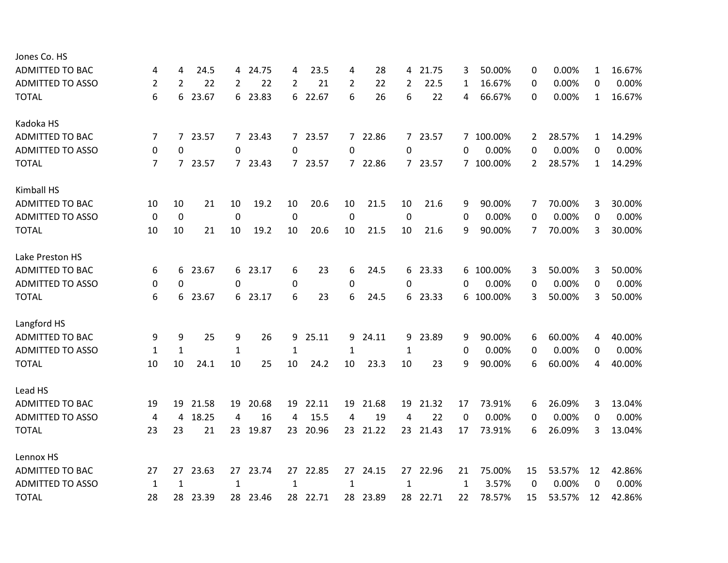| | | | | | | | | | | | | | | | | | | |
|---|---|---|---|---|---|---|---|---|---|---|---|---|---|---|---|---|---|---|
| **Jones Co. HS** | | | | | | | | | | | | | | | | | | |
| ADMITTED TO BAC | 4 | 4 | 24.5 | 4 | 24.75 | 4 | 23.5 | 4 | 28 | 4 | 21.75 | 3 | 50.00% | 0 | 0.00% | 1 | 16.67% |
| ADMITTED TO ASSO | 2 | 2 | 22 | 2 | 22 | 2 | 21 | 2 | 22 | 2 | 22.5 | 1 | 16.67% | 0 | 0.00% | 0 | 0.00% |
| TOTAL | 6 | 6 | 23.67 | 6 | 23.83 | 6 | 22.67 | 6 | 26 | 6 | 22 | 4 | 66.67% | 0 | 0.00% | 1 | 16.67% |
| **Kadoka HS** | | | | | | | | | | | | | | | | | | |
| ADMITTED TO BAC | 7 | 7 | 23.57 | 7 | 23.43 | 7 | 23.57 | 7 | 22.86 | 7 | 23.57 | 7 | 100.00% | 2 | 28.57% | 1 | 14.29% |
| ADMITTED TO ASSO | 0 | 0 | | 0 | | 0 | | 0 | | 0 | | 0 | 0.00% | 0 | 0.00% | 0 | 0.00% |
| TOTAL | 7 | 7 | 23.57 | 7 | 23.43 | 7 | 23.57 | 7 | 22.86 | 7 | 23.57 | 7 | 100.00% | 2 | 28.57% | 1 | 14.29% |
| **Kimball HS** | | | | | | | | | | | | | | | | | | |
| ADMITTED TO BAC | 10 | 10 | 21 | 10 | 19.2 | 10 | 20.6 | 10 | 21.5 | 10 | 21.6 | 9 | 90.00% | 7 | 70.00% | 3 | 30.00% |
| ADMITTED TO ASSO | 0 | 0 | | 0 | | 0 | | 0 | | 0 | | 0 | 0.00% | 0 | 0.00% | 0 | 0.00% |
| TOTAL | 10 | 10 | 21 | 10 | 19.2 | 10 | 20.6 | 10 | 21.5 | 10 | 21.6 | 9 | 90.00% | 7 | 70.00% | 3 | 30.00% |
| **Lake Preston HS** | | | | | | | | | | | | | | | | | | |
| ADMITTED TO BAC | 6 | 6 | 23.67 | 6 | 23.17 | 6 | 23 | 6 | 24.5 | 6 | 23.33 | 6 | 100.00% | 3 | 50.00% | 3 | 50.00% |
| ADMITTED TO ASSO | 0 | 0 | | 0 | | 0 | | 0 | | 0 | | 0 | 0.00% | 0 | 0.00% | 0 | 0.00% |
| TOTAL | 6 | 6 | 23.67 | 6 | 23.17 | 6 | 23 | 6 | 24.5 | 6 | 23.33 | 6 | 100.00% | 3 | 50.00% | 3 | 50.00% |
| **Langford HS** | | | | | | | | | | | | | | | | | | |
| ADMITTED TO BAC | 9 | 9 | 25 | 9 | 26 | 9 | 25.11 | 9 | 24.11 | 9 | 23.89 | 9 | 90.00% | 6 | 60.00% | 4 | 40.00% |
| ADMITTED TO ASSO | 1 | 1 | | 1 | | 1 | | 1 | | 1 | | 0 | 0.00% | 0 | 0.00% | 0 | 0.00% |
| TOTAL | 10 | 10 | 24.1 | 10 | 25 | 10 | 24.2 | 10 | 23.3 | 10 | 23 | 9 | 90.00% | 6 | 60.00% | 4 | 40.00% |
| **Lead HS** | | | | | | | | | | | | | | | | | | |
| ADMITTED TO BAC | 19 | 19 | 21.58 | 19 | 20.68 | 19 | 22.11 | 19 | 21.68 | 19 | 21.32 | 17 | 73.91% | 6 | 26.09% | 3 | 13.04% |
| ADMITTED TO ASSO | 4 | 4 | 18.25 | 4 | 16 | 4 | 15.5 | 4 | 19 | 4 | 22 | 0 | 0.00% | 0 | 0.00% | 0 | 0.00% |
| TOTAL | 23 | 23 | 21 | 23 | 19.87 | 23 | 20.96 | 23 | 21.22 | 23 | 21.43 | 17 | 73.91% | 6 | 26.09% | 3 | 13.04% |
| **Lennox HS** | | | | | | | | | | | | | | | | | | |
| ADMITTED TO BAC | 27 | 27 | 23.63 | 27 | 23.74 | 27 | 22.85 | 27 | 24.15 | 27 | 22.96 | 21 | 75.00% | 15 | 53.57% | 12 | 42.86% |
| ADMITTED TO ASSO | 1 | 1 | | 1 | | 1 | | 1 | | 1 | | 1 | 3.57% | 0 | 0.00% | 0 | 0.00% |
| TOTAL | 28 | 28 | 23.39 | 28 | 23.46 | 28 | 22.71 | 28 | 23.89 | 28 | 22.71 | 22 | 78.57% | 15 | 53.57% | 12 | 42.86% |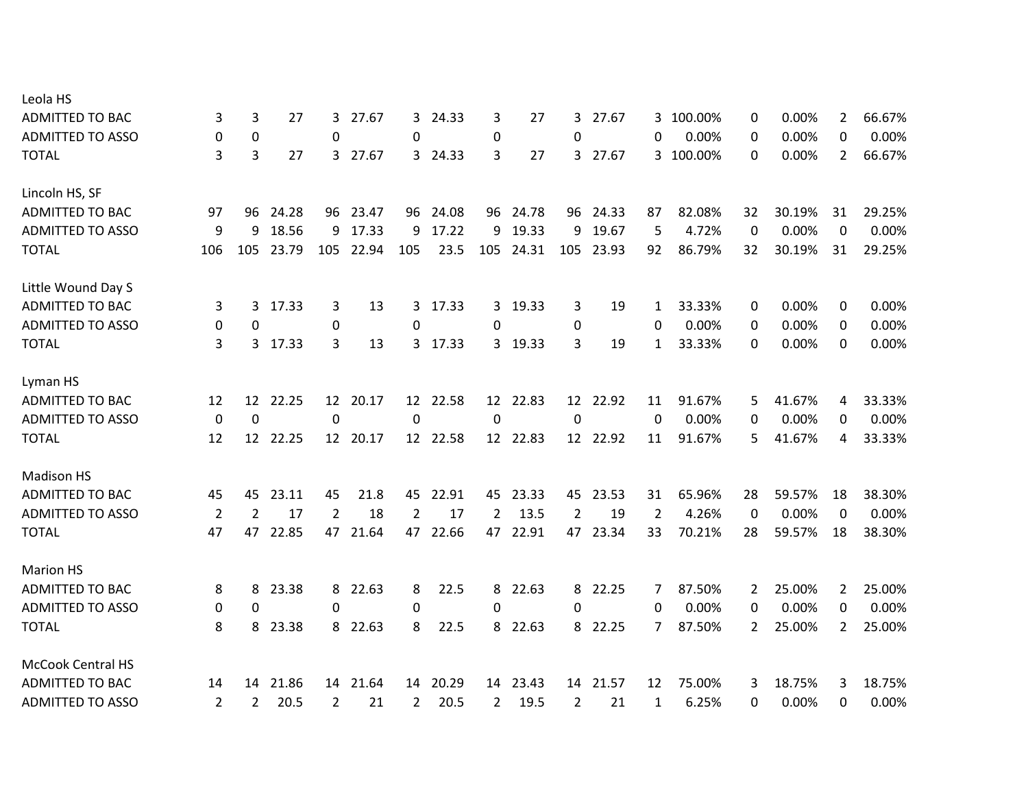| | | | | | | | | | | | | | | | | | | |
|---|---|---|---|---|---|---|---|---|---|---|---|---|---|---|---|---|---|---|
| Leola HS | | | | | | | | | | | | | | | | | | |
| ADMITTED TO BAC | 3 | 3 | 27 | 3 | 27.67 | 3 | 24.33 | 3 | 27 | 3 | 27.67 | 3 | 100.00% | 0 | 0.00% | 2 | 66.67% |
| ADMITTED TO ASSO | 0 | 0 | | 0 | | 0 | | 0 | | 0 | | 0 | 0.00% | 0 | 0.00% | 0 | 0.00% |
| TOTAL | 3 | 3 | 27 | 3 | 27.67 | 3 | 24.33 | 3 | 27 | 3 | 27.67 | 3 | 100.00% | 0 | 0.00% | 2 | 66.67% |
| | | | | | | | | | | | | | | | | | |
| Lincoln HS, SF | | | | | | | | | | | | | | | | | |
| ADMITTED TO BAC | 97 | 96 | 24.28 | 96 | 23.47 | 96 | 24.08 | 96 | 24.78 | 96 | 24.33 | 87 | 82.08% | 32 | 30.19% | 31 | 29.25% |
| ADMITTED TO ASSO | 9 | 9 | 18.56 | 9 | 17.33 | 9 | 17.22 | 9 | 19.33 | 9 | 19.67 | 5 | 4.72% | 0 | 0.00% | 0 | 0.00% |
| TOTAL | 106 | 105 | 23.79 | 105 | 22.94 | 105 | 23.5 | 105 | 24.31 | 105 | 23.93 | 92 | 86.79% | 32 | 30.19% | 31 | 29.25% |
| | | | | | | | | | | | | | | | | | |
| Little Wound Day S | | | | | | | | | | | | | | | | | |
| ADMITTED TO BAC | 3 | 3 | 17.33 | 3 | 13 | 3 | 17.33 | 3 | 19.33 | 3 | 19 | 1 | 33.33% | 0 | 0.00% | 0 | 0.00% |
| ADMITTED TO ASSO | 0 | 0 | | 0 | | 0 | | 0 | | 0 | | 0 | 0.00% | 0 | 0.00% | 0 | 0.00% |
| TOTAL | 3 | 3 | 17.33 | 3 | 13 | 3 | 17.33 | 3 | 19.33 | 3 | 19 | 1 | 33.33% | 0 | 0.00% | 0 | 0.00% |
| | | | | | | | | | | | | | | | | | |
| Lyman HS | | | | | | | | | | | | | | | | | |
| ADMITTED TO BAC | 12 | 12 | 22.25 | 12 | 20.17 | 12 | 22.58 | 12 | 22.83 | 12 | 22.92 | 11 | 91.67% | 5 | 41.67% | 4 | 33.33% |
| ADMITTED TO ASSO | 0 | 0 | | 0 | | 0 | | 0 | | 0 | | 0 | 0.00% | 0 | 0.00% | 0 | 0.00% |
| TOTAL | 12 | 12 | 22.25 | 12 | 20.17 | 12 | 22.58 | 12 | 22.83 | 12 | 22.92 | 11 | 91.67% | 5 | 41.67% | 4 | 33.33% |
| | | | | | | | | | | | | | | | | | |
| Madison HS | | | | | | | | | | | | | | | | | |
| ADMITTED TO BAC | 45 | 45 | 23.11 | 45 | 21.8 | 45 | 22.91 | 45 | 23.33 | 45 | 23.53 | 31 | 65.96% | 28 | 59.57% | 18 | 38.30% |
| ADMITTED TO ASSO | 2 | 2 | 17 | 2 | 18 | 2 | 17 | 2 | 13.5 | 2 | 19 | 2 | 4.26% | 0 | 0.00% | 0 | 0.00% |
| TOTAL | 47 | 47 | 22.85 | 47 | 21.64 | 47 | 22.66 | 47 | 22.91 | 47 | 23.34 | 33 | 70.21% | 28 | 59.57% | 18 | 38.30% |
| | | | | | | | | | | | | | | | | | |
| Marion HS | | | | | | | | | | | | | | | | | |
| ADMITTED TO BAC | 8 | 8 | 23.38 | 8 | 22.63 | 8 | 22.5 | 8 | 22.63 | 8 | 22.25 | 7 | 87.50% | 2 | 25.00% | 2 | 25.00% |
| ADMITTED TO ASSO | 0 | 0 | | 0 | | 0 | | 0 | | 0 | | 0 | 0.00% | 0 | 0.00% | 0 | 0.00% |
| TOTAL | 8 | 8 | 23.38 | 8 | 22.63 | 8 | 22.5 | 8 | 22.63 | 8 | 22.25 | 7 | 87.50% | 2 | 25.00% | 2 | 25.00% |
| | | | | | | | | | | | | | | | | | |
| McCook Central HS | | | | | | | | | | | | | | | | | |
| ADMITTED TO BAC | 14 | 14 | 21.86 | 14 | 21.64 | 14 | 20.29 | 14 | 23.43 | 14 | 21.57 | 12 | 75.00% | 3 | 18.75% | 3 | 18.75% |
| ADMITTED TO ASSO | 2 | 2 | 20.5 | 2 | 21 | 2 | 20.5 | 2 | 19.5 | 2 | 21 | 1 | 6.25% | 0 | 0.00% | 0 | 0.00% |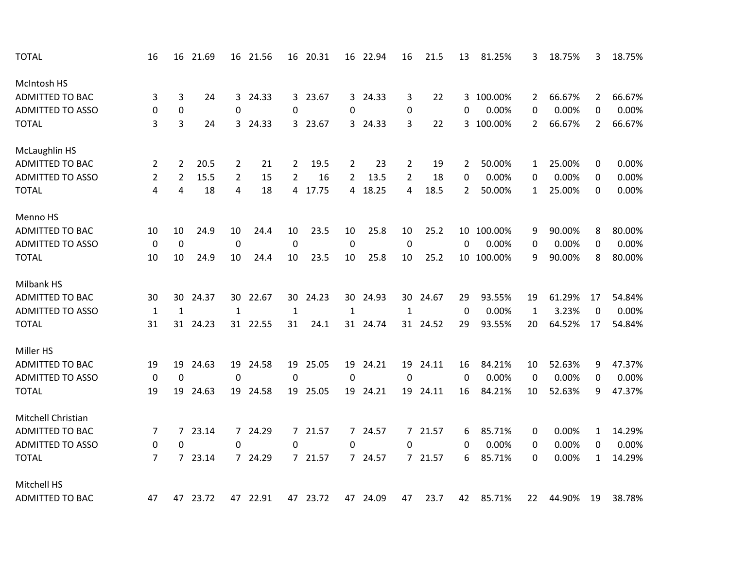| | | | | | | | | | | | | | | | | |
|---|---|---|---|---|---|---|---|---|---|---|---|---|---|---|---|---|
| TOTAL | 16 | 16 | 21.69 | 16 | 21.56 | 16 | 20.31 | 16 | 22.94 | 16 | 21.5 | 13 | 81.25% | 3 | 18.75% | 3 | 18.75% |
| | | | | | | | | | | | | | | | | | |
| McIntosh HS | | | | | | | | | | | | | | | | | |
| ADMITTED TO BAC | 3 | 3 | 24 | 3 | 24.33 | 3 | 23.67 | 3 | 24.33 | 3 | 22 | 3 | 100.00% | 2 | 66.67% | 2 | 66.67% |
| ADMITTED TO ASSO | 0 | 0 | | 0 | | 0 | | 0 | | 0 | | 0 | 0.00% | 0 | 0.00% | 0 | 0.00% |
| TOTAL | 3 | 3 | 24 | 3 | 24.33 | 3 | 23.67 | 3 | 24.33 | 3 | 22 | 3 | 100.00% | 2 | 66.67% | 2 | 66.67% |
| | | | | | | | | | | | | | | | | | |
| McLaughlin HS | | | | | | | | | | | | | | | | | |
| ADMITTED TO BAC | 2 | 2 | 20.5 | 2 | 21 | 2 | 19.5 | 2 | 23 | 2 | 19 | 2 | 50.00% | 1 | 25.00% | 0 | 0.00% |
| ADMITTED TO ASSO | 2 | 2 | 15.5 | 2 | 15 | 2 | 16 | 2 | 13.5 | 2 | 18 | 0 | 0.00% | 0 | 0.00% | 0 | 0.00% |
| TOTAL | 4 | 4 | 18 | 4 | 18 | 4 | 17.75 | 4 | 18.25 | 4 | 18.5 | 2 | 50.00% | 1 | 25.00% | 0 | 0.00% |
| | | | | | | | | | | | | | | | | | |
| Menno HS | | | | | | | | | | | | | | | | | |
| ADMITTED TO BAC | 10 | 10 | 24.9 | 10 | 24.4 | 10 | 23.5 | 10 | 25.8 | 10 | 25.2 | 10 | 100.00% | 9 | 90.00% | 8 | 80.00% |
| ADMITTED TO ASSO | 0 | 0 | | 0 | | 0 | | 0 | | 0 | | 0 | 0.00% | 0 | 0.00% | 0 | 0.00% |
| TOTAL | 10 | 10 | 24.9 | 10 | 24.4 | 10 | 23.5 | 10 | 25.8 | 10 | 25.2 | 10 | 100.00% | 9 | 90.00% | 8 | 80.00% |
| | | | | | | | | | | | | | | | | | |
| Milbank HS | | | | | | | | | | | | | | | | | |
| ADMITTED TO BAC | 30 | 30 | 24.37 | 30 | 22.67 | 30 | 24.23 | 30 | 24.93 | 30 | 24.67 | 29 | 93.55% | 19 | 61.29% | 17 | 54.84% |
| ADMITTED TO ASSO | 1 | 1 | | 1 | | 1 | | 1 | | 1 | | 0 | 0.00% | 1 | 3.23% | 0 | 0.00% |
| TOTAL | 31 | 31 | 24.23 | 31 | 22.55 | 31 | 24.1 | 31 | 24.74 | 31 | 24.52 | 29 | 93.55% | 20 | 64.52% | 17 | 54.84% |
| | | | | | | | | | | | | | | | | | |
| Miller HS | | | | | | | | | | | | | | | | | |
| ADMITTED TO BAC | 19 | 19 | 24.63 | 19 | 24.58 | 19 | 25.05 | 19 | 24.21 | 19 | 24.11 | 16 | 84.21% | 10 | 52.63% | 9 | 47.37% |
| ADMITTED TO ASSO | 0 | 0 | | 0 | | 0 | | 0 | | 0 | | 0 | 0.00% | 0 | 0.00% | 0 | 0.00% |
| TOTAL | 19 | 19 | 24.63 | 19 | 24.58 | 19 | 25.05 | 19 | 24.21 | 19 | 24.11 | 16 | 84.21% | 10 | 52.63% | 9 | 47.37% |
| | | | | | | | | | | | | | | | | | |
| Mitchell Christian | | | | | | | | | | | | | | | | | |
| ADMITTED TO BAC | 7 | 7 | 23.14 | 7 | 24.29 | 7 | 21.57 | 7 | 24.57 | 7 | 21.57 | 6 | 85.71% | 0 | 0.00% | 1 | 14.29% |
| ADMITTED TO ASSO | 0 | 0 | | 0 | | 0 | | 0 | | 0 | | 0 | 0.00% | 0 | 0.00% | 0 | 0.00% |
| TOTAL | 7 | 7 | 23.14 | 7 | 24.29 | 7 | 21.57 | 7 | 24.57 | 7 | 21.57 | 6 | 85.71% | 0 | 0.00% | 1 | 14.29% |
| | | | | | | | | | | | | | | | | | |
| Mitchell HS | | | | | | | | | | | | | | | | | |
| ADMITTED TO BAC | 47 | 47 | 23.72 | 47 | 22.91 | 47 | 23.72 | 47 | 24.09 | 47 | 23.7 | 42 | 85.71% | 22 | 44.90% | 19 | 38.78% |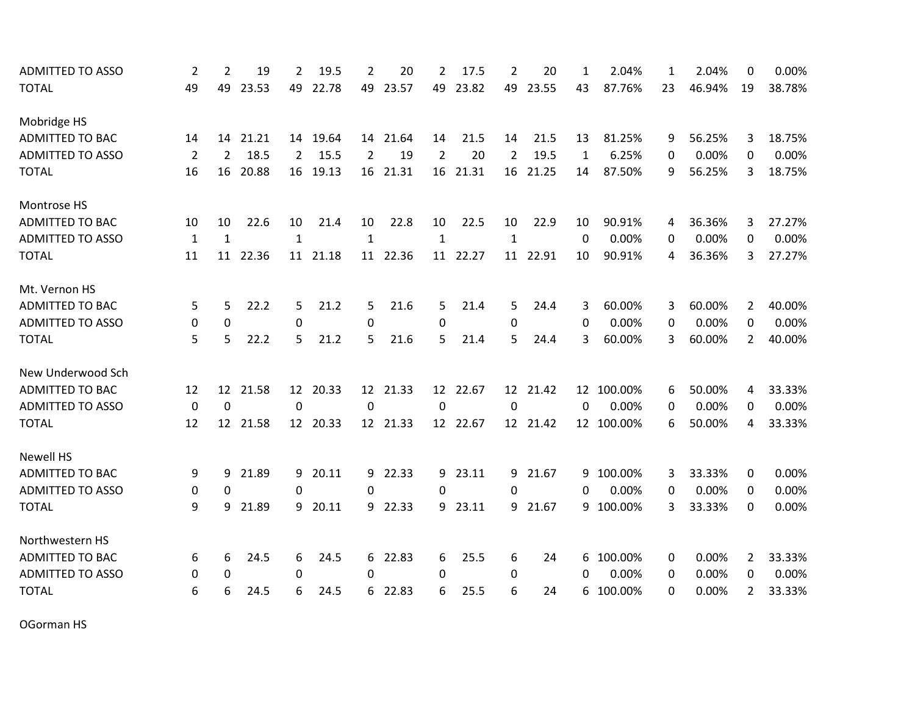| | | | | | | | | | | | | | | | | | | |
|---|---|---|---|---|---|---|---|---|---|---|---|---|---|---|---|---|---|---|
| ADMITTED TO ASSO | 2 | 2 | 19 | 2 | 19.5 | 2 | 20 | 2 | 17.5 | 2 | 20 | 1 | 2.04% | 1 | 2.04% | 0 | 0.00% |
| TOTAL | 49 | 49 | 23.53 | 49 | 22.78 | 49 | 23.57 | 49 | 23.82 | 49 | 23.55 | 43 | 87.76% | 23 | 46.94% | 19 | 38.78% |
| | | | | | | | | | | | | | | | | | |
| Mobridge HS | | | | | | | | | | | | | | | | | |
| ADMITTED TO BAC | 14 | 14 | 21.21 | 14 | 19.64 | 14 | 21.64 | 14 | 21.5 | 14 | 21.5 | 13 | 81.25% | 9 | 56.25% | 3 | 18.75% |
| ADMITTED TO ASSO | 2 | 2 | 18.5 | 2 | 15.5 | 2 | 19 | 2 | 20 | 2 | 19.5 | 1 | 6.25% | 0 | 0.00% | 0 | 0.00% |
| TOTAL | 16 | 16 | 20.88 | 16 | 19.13 | 16 | 21.31 | 16 | 21.31 | 16 | 21.25 | 14 | 87.50% | 9 | 56.25% | 3 | 18.75% |
| | | | | | | | | | | | | | | | | | |
| Montrose HS | | | | | | | | | | | | | | | | | |
| ADMITTED TO BAC | 10 | 10 | 22.6 | 10 | 21.4 | 10 | 22.8 | 10 | 22.5 | 10 | 22.9 | 10 | 90.91% | 4 | 36.36% | 3 | 27.27% |
| ADMITTED TO ASSO | 1 | 1 | | 1 | | 1 | | 1 | | 1 | | 0 | 0.00% | 0 | 0.00% | 0 | 0.00% |
| TOTAL | 11 | 11 | 22.36 | 11 | 21.18 | 11 | 22.36 | 11 | 22.27 | 11 | 22.91 | 10 | 90.91% | 4 | 36.36% | 3 | 27.27% |
| | | | | | | | | | | | | | | | | | |
| Mt. Vernon HS | | | | | | | | | | | | | | | | | |
| ADMITTED TO BAC | 5 | 5 | 22.2 | 5 | 21.2 | 5 | 21.6 | 5 | 21.4 | 5 | 24.4 | 3 | 60.00% | 3 | 60.00% | 2 | 40.00% |
| ADMITTED TO ASSO | 0 | 0 | | 0 | | 0 | | 0 | | 0 | | 0 | 0.00% | 0 | 0.00% | 0 | 0.00% |
| TOTAL | 5 | 5 | 22.2 | 5 | 21.2 | 5 | 21.6 | 5 | 21.4 | 5 | 24.4 | 3 | 60.00% | 3 | 60.00% | 2 | 40.00% |
| | | | | | | | | | | | | | | | | | |
| New Underwood Sch | | | | | | | | | | | | | | | | | |
| ADMITTED TO BAC | 12 | 12 | 21.58 | 12 | 20.33 | 12 | 21.33 | 12 | 22.67 | 12 | 21.42 | 12 | 100.00% | 6 | 50.00% | 4 | 33.33% |
| ADMITTED TO ASSO | 0 | 0 | | 0 | | 0 | | 0 | | 0 | | 0 | 0.00% | 0 | 0.00% | 0 | 0.00% |
| TOTAL | 12 | 12 | 21.58 | 12 | 20.33 | 12 | 21.33 | 12 | 22.67 | 12 | 21.42 | 12 | 100.00% | 6 | 50.00% | 4 | 33.33% |
| | | | | | | | | | | | | | | | | | |
| Newell HS | | | | | | | | | | | | | | | | | |
| ADMITTED TO BAC | 9 | 9 | 21.89 | 9 | 20.11 | 9 | 22.33 | 9 | 23.11 | 9 | 21.67 | 9 | 100.00% | 3 | 33.33% | 0 | 0.00% |
| ADMITTED TO ASSO | 0 | 0 | | 0 | | 0 | | 0 | | 0 | | 0 | 0.00% | 0 | 0.00% | 0 | 0.00% |
| TOTAL | 9 | 9 | 21.89 | 9 | 20.11 | 9 | 22.33 | 9 | 23.11 | 9 | 21.67 | 9 | 100.00% | 3 | 33.33% | 0 | 0.00% |
| | | | | | | | | | | | | | | | | | |
| Northwestern HS | | | | | | | | | | | | | | | | | |
| ADMITTED TO BAC | 6 | 6 | 24.5 | 6 | 24.5 | 6 | 22.83 | 6 | 25.5 | 6 | 24 | 6 | 100.00% | 0 | 0.00% | 2 | 33.33% |
| ADMITTED TO ASSO | 0 | 0 | | 0 | | 0 | | 0 | | 0 | | 0 | 0.00% | 0 | 0.00% | 0 | 0.00% |
| TOTAL | 6 | 6 | 24.5 | 6 | 24.5 | 6 | 22.83 | 6 | 25.5 | 6 | 24 | 6 | 100.00% | 0 | 0.00% | 2 | 33.33% |
| | | | | | | | | | | | | | | | | | |
| OGorman HS | | | | | | | | | | | | | | | | | |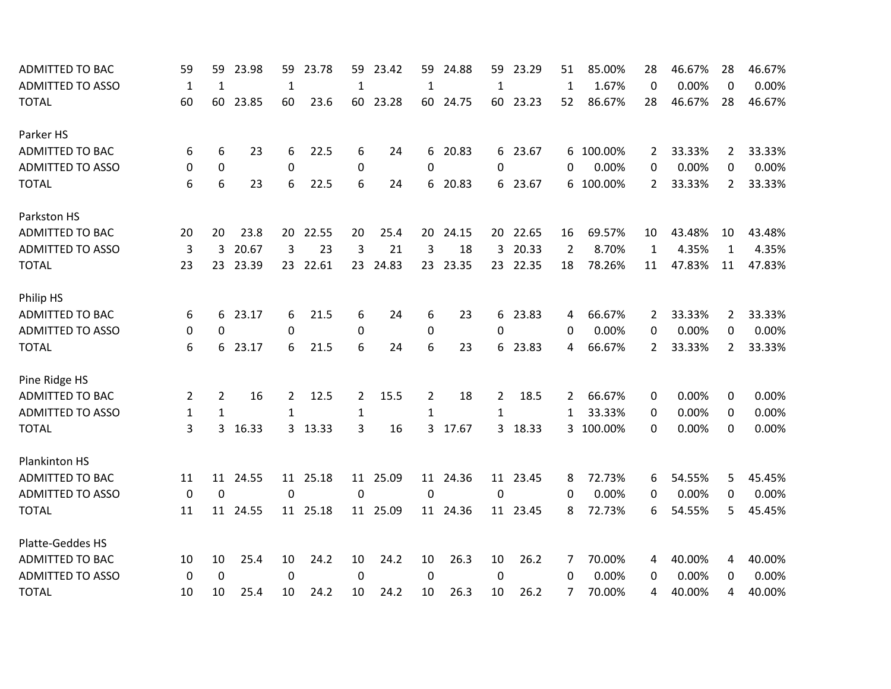| | | | | | | | | | | | | | | | | | | |
|---|---|---|---|---|---|---|---|---|---|---|---|---|---|---|---|---|---|---|
| ADMITTED TO BAC | 59 | 59 | 23.98 | 59 | 23.78 | 59 | 23.42 | 59 | 24.88 | 59 | 23.29 | 51 | 85.00% | 28 | 46.67% | 28 | 46.67% |
| ADMITTED TO ASSO | 1 | 1 | | 1 | | 1 | | 1 | | 1 | | 1 | 1.67% | 0 | 0.00% | 0 | 0.00% |
| TOTAL | 60 | 60 | 23.85 | 60 | 23.6 | 60 | 23.28 | 60 | 24.75 | 60 | 23.23 | 52 | 86.67% | 28 | 46.67% | 28 | 46.67% |
| | | | | | | | | | | | | | | | | | |
| Parker HS | | | | | | | | | | | | | | | | | |
| ADMITTED TO BAC | 6 | 6 | 23 | 6 | 22.5 | 6 | 24 | 6 | 20.83 | 6 | 23.67 | 6 | 100.00% | 2 | 33.33% | 2 | 33.33% |
| ADMITTED TO ASSO | 0 | 0 | | 0 | | 0 | | 0 | | 0 | | 0 | 0.00% | 0 | 0.00% | 0 | 0.00% |
| TOTAL | 6 | 6 | 23 | 6 | 22.5 | 6 | 24 | 6 | 20.83 | 6 | 23.67 | 6 | 100.00% | 2 | 33.33% | 2 | 33.33% |
| | | | | | | | | | | | | | | | | | |
| Parkston HS | | | | | | | | | | | | | | | | | |
| ADMITTED TO BAC | 20 | 20 | 23.8 | 20 | 22.55 | 20 | 25.4 | 20 | 24.15 | 20 | 22.65 | 16 | 69.57% | 10 | 43.48% | 10 | 43.48% |
| ADMITTED TO ASSO | 3 | 3 | 20.67 | 3 | 23 | 3 | 21 | 3 | 18 | 3 | 20.33 | 2 | 8.70% | 1 | 4.35% | 1 | 4.35% |
| TOTAL | 23 | 23 | 23.39 | 23 | 22.61 | 23 | 24.83 | 23 | 23.35 | 23 | 22.35 | 18 | 78.26% | 11 | 47.83% | 11 | 47.83% |
| | | | | | | | | | | | | | | | | | |
| Philip HS | | | | | | | | | | | | | | | | | |
| ADMITTED TO BAC | 6 | 6 | 23.17 | 6 | 21.5 | 6 | 24 | 6 | 23 | 6 | 23.83 | 4 | 66.67% | 2 | 33.33% | 2 | 33.33% |
| ADMITTED TO ASSO | 0 | 0 | | 0 | | 0 | | 0 | | 0 | | 0 | 0.00% | 0 | 0.00% | 0 | 0.00% |
| TOTAL | 6 | 6 | 23.17 | 6 | 21.5 | 6 | 24 | 6 | 23 | 6 | 23.83 | 4 | 66.67% | 2 | 33.33% | 2 | 33.33% |
| | | | | | | | | | | | | | | | | | |
| Pine Ridge HS | | | | | | | | | | | | | | | | | |
| ADMITTED TO BAC | 2 | 2 | 16 | 2 | 12.5 | 2 | 15.5 | 2 | 18 | 2 | 18.5 | 2 | 66.67% | 0 | 0.00% | 0 | 0.00% |
| ADMITTED TO ASSO | 1 | 1 | | 1 | | 1 | | 1 | | 1 | | 1 | 33.33% | 0 | 0.00% | 0 | 0.00% |
| TOTAL | 3 | 3 | 16.33 | 3 | 13.33 | 3 | 16 | 3 | 17.67 | 3 | 18.33 | 3 | 100.00% | 0 | 0.00% | 0 | 0.00% |
| | | | | | | | | | | | | | | | | | |
| Plankinton HS | | | | | | | | | | | | | | | | | |
| ADMITTED TO BAC | 11 | 11 | 24.55 | 11 | 25.18 | 11 | 25.09 | 11 | 24.36 | 11 | 23.45 | 8 | 72.73% | 6 | 54.55% | 5 | 45.45% |
| ADMITTED TO ASSO | 0 | 0 | | 0 | | 0 | | 0 | | 0 | | 0 | 0.00% | 0 | 0.00% | 0 | 0.00% |
| TOTAL | 11 | 11 | 24.55 | 11 | 25.18 | 11 | 25.09 | 11 | 24.36 | 11 | 23.45 | 8 | 72.73% | 6 | 54.55% | 5 | 45.45% |
| | | | | | | | | | | | | | | | | | |
| Platte-Geddes HS | | | | | | | | | | | | | | | | | |
| ADMITTED TO BAC | 10 | 10 | 25.4 | 10 | 24.2 | 10 | 24.2 | 10 | 26.3 | 10 | 26.2 | 7 | 70.00% | 4 | 40.00% | 4 | 40.00% |
| ADMITTED TO ASSO | 0 | 0 | | 0 | | 0 | | 0 | | 0 | | 0 | 0.00% | 0 | 0.00% | 0 | 0.00% |
| TOTAL | 10 | 10 | 25.4 | 10 | 24.2 | 10 | 24.2 | 10 | 26.3 | 10 | 26.2 | 7 | 70.00% | 4 | 40.00% | 4 | 40.00% |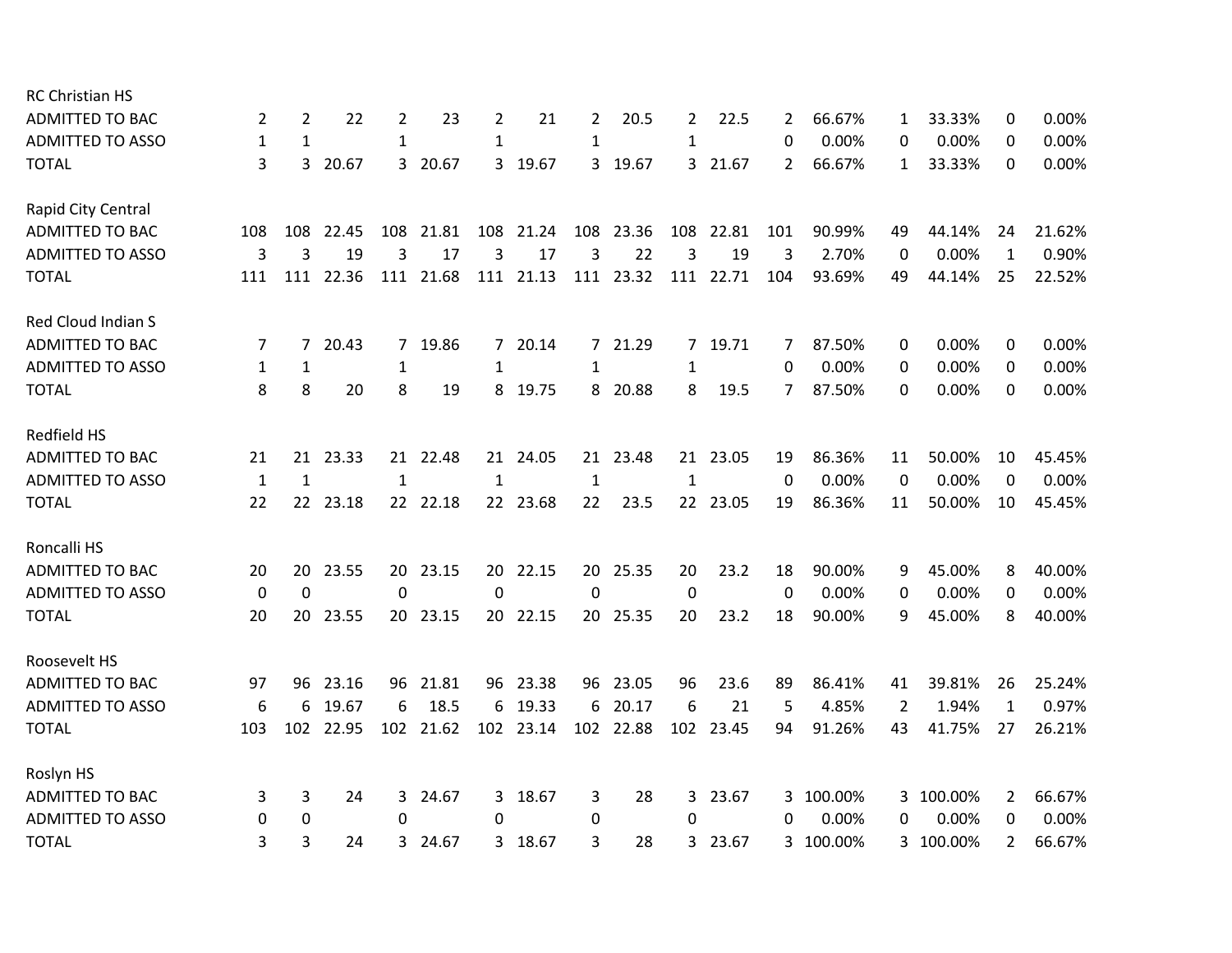| | | | | | | | | | | | | | | | | | |
|---|---|---|---|---|---|---|---|---|---|---|---|---|---|---|---|---|---|
| **RC Christian HS** | | | | | | | | | | | | | | | | | |
| ADMITTED TO BAC | 2 | 2 | 22 | 2 | 23 | 2 | 21 | 2 | 20.5 | 2 | 22.5 | 2 | 66.67% | 1 | 33.33% | 0 | 0.00% |
| ADMITTED TO ASSO | 1 | 1 | | 1 | | 1 | | 1 | | 1 | | 0 | 0.00% | 0 | 0.00% | 0 | 0.00% |
| TOTAL | 3 | 3 | 20.67 | 3 | 20.67 | 3 | 19.67 | 3 | 19.67 | 3 | 21.67 | 2 | 66.67% | 1 | 33.33% | 0 | 0.00% |
| | | | | | | | | | | | | | | | | | |
| **Rapid City Central** | | | | | | | | | | | | | | | | | |
| ADMITTED TO BAC | 108 | 108 | 22.45 | 108 | 21.81 | 108 | 21.24 | 108 | 23.36 | 108 | 22.81 | 101 | 90.99% | 49 | 44.14% | 24 | 21.62% |
| ADMITTED TO ASSO | 3 | 3 | 19 | 3 | 17 | 3 | 17 | 3 | 22 | 3 | 19 | 3 | 2.70% | 0 | 0.00% | 1 | 0.90% |
| TOTAL | 111 | 111 | 22.36 | 111 | 21.68 | 111 | 21.13 | 111 | 23.32 | 111 | 22.71 | 104 | 93.69% | 49 | 44.14% | 25 | 22.52% |
| | | | | | | | | | | | | | | | | | |
| **Red Cloud Indian S** | | | | | | | | | | | | | | | | | |
| ADMITTED TO BAC | 7 | 7 | 20.43 | 7 | 19.86 | 7 | 20.14 | 7 | 21.29 | 7 | 19.71 | 7 | 87.50% | 0 | 0.00% | 0 | 0.00% |
| ADMITTED TO ASSO | 1 | 1 | | 1 | | 1 | | 1 | | 1 | | 0 | 0.00% | 0 | 0.00% | 0 | 0.00% |
| TOTAL | 8 | 8 | 20 | 8 | 19 | 8 | 19.75 | 8 | 20.88 | 8 | 19.5 | 7 | 87.50% | 0 | 0.00% | 0 | 0.00% |
| | | | | | | | | | | | | | | | | | |
| **Redfield HS** | | | | | | | | | | | | | | | | | |
| ADMITTED TO BAC | 21 | 21 | 23.33 | 21 | 22.48 | 21 | 24.05 | 21 | 23.48 | 21 | 23.05 | 19 | 86.36% | 11 | 50.00% | 10 | 45.45% |
| ADMITTED TO ASSO | 1 | 1 | | 1 | | 1 | | 1 | | 1 | | 0 | 0.00% | 0 | 0.00% | 0 | 0.00% |
| TOTAL | 22 | 22 | 23.18 | 22 | 22.18 | 22 | 23.68 | 22 | 23.5 | 22 | 23.05 | 19 | 86.36% | 11 | 50.00% | 10 | 45.45% |
| | | | | | | | | | | | | | | | | | |
| **Roncalli HS** | | | | | | | | | | | | | | | | | |
| ADMITTED TO BAC | 20 | 20 | 23.55 | 20 | 23.15 | 20 | 22.15 | 20 | 25.35 | 20 | 23.2 | 18 | 90.00% | 9 | 45.00% | 8 | 40.00% |
| ADMITTED TO ASSO | 0 | 0 | | 0 | | 0 | | 0 | | 0 | | 0 | 0.00% | 0 | 0.00% | 0 | 0.00% |
| TOTAL | 20 | 20 | 23.55 | 20 | 23.15 | 20 | 22.15 | 20 | 25.35 | 20 | 23.2 | 18 | 90.00% | 9 | 45.00% | 8 | 40.00% |
| | | | | | | | | | | | | | | | | | |
| **Roosevelt HS** | | | | | | | | | | | | | | | | | |
| ADMITTED TO BAC | 97 | 96 | 23.16 | 96 | 21.81 | 96 | 23.38 | 96 | 23.05 | 96 | 23.6 | 89 | 86.41% | 41 | 39.81% | 26 | 25.24% |
| ADMITTED TO ASSO | 6 | 6 | 19.67 | 6 | 18.5 | 6 | 19.33 | 6 | 20.17 | 6 | 21 | 5 | 4.85% | 2 | 1.94% | 1 | 0.97% |
| TOTAL | 103 | 102 | 22.95 | 102 | 21.62 | 102 | 23.14 | 102 | 22.88 | 102 | 23.45 | 94 | 91.26% | 43 | 41.75% | 27 | 26.21% |
| | | | | | | | | | | | | | | | | | |
| **Roslyn HS** | | | | | | | | | | | | | | | | | |
| ADMITTED TO BAC | 3 | 3 | 24 | 3 | 24.67 | 3 | 18.67 | 3 | 28 | 3 | 23.67 | 3 | 100.00% | 3 | 100.00% | 2 | 66.67% |
| ADMITTED TO ASSO | 0 | 0 | | 0 | | 0 | | 0 | | 0 | | 0 | 0.00% | 0 | 0.00% | 0 | 0.00% |
| TOTAL | 3 | 3 | 24 | 3 | 24.67 | 3 | 18.67 | 3 | 28 | 3 | 23.67 | 3 | 100.00% | 3 | 100.00% | 2 | 66.67% |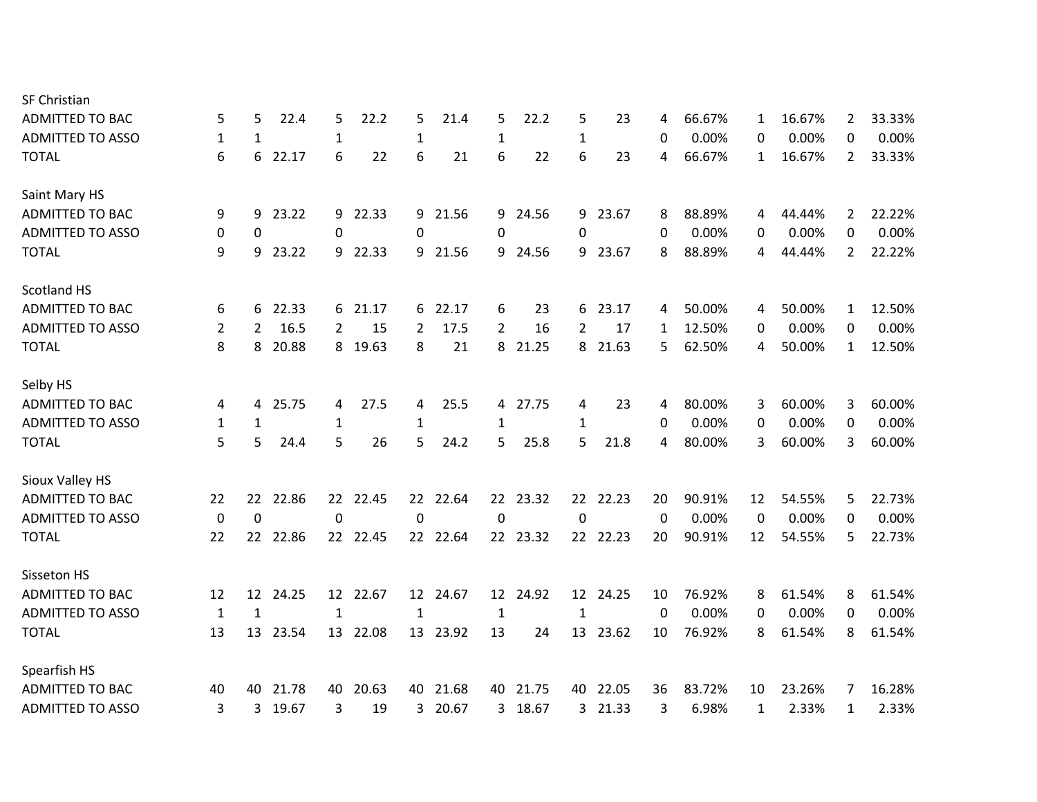SF Christian

| | | | | | | | | | | | | | | | | | |
|---|---|---|---|---|---|---|---|---|---|---|---|---|---|---|---|---|---|
| ADMITTED TO BAC | 5 | 5 | 22.4 | 5 | 22.2 | 5 | 21.4 | 5 | 22.2 | 5 | 23 | 4 | 66.67% | 1 | 16.67% | 2 | 33.33% |
| ADMITTED TO ASSO | 1 | 1 | | 1 | | 1 | | 1 | | 1 | | 0 | 0.00% | 0 | 0.00% | 0 | 0.00% |
| TOTAL | 6 | 6 | 22.17 | 6 | 22 | 6 | 21 | 6 | 22 | 6 | 23 | 4 | 66.67% | 1 | 16.67% | 2 | 33.33% |

Saint Mary HS

| | | | | | | | | | | | | | | | | | |
|---|---|---|---|---|---|---|---|---|---|---|---|---|---|---|---|---|---|
| ADMITTED TO BAC | 9 | 9 | 23.22 | 9 | 22.33 | 9 | 21.56 | 9 | 24.56 | 9 | 23.67 | 8 | 88.89% | 4 | 44.44% | 2 | 22.22% |
| ADMITTED TO ASSO | 0 | 0 | | 0 | | 0 | | 0 | | 0 | | 0 | 0.00% | 0 | 0.00% | 0 | 0.00% |
| TOTAL | 9 | 9 | 23.22 | 9 | 22.33 | 9 | 21.56 | 9 | 24.56 | 9 | 23.67 | 8 | 88.89% | 4 | 44.44% | 2 | 22.22% |

Scotland HS

| | | | | | | | | | | | | | | | | | |
|---|---|---|---|---|---|---|---|---|---|---|---|---|---|---|---|---|---|
| ADMITTED TO BAC | 6 | 6 | 22.33 | 6 | 21.17 | 6 | 22.17 | 6 | 23 | 6 | 23.17 | 4 | 50.00% | 4 | 50.00% | 1 | 12.50% |
| ADMITTED TO ASSO | 2 | 2 | 16.5 | 2 | 15 | 2 | 17.5 | 2 | 16 | 2 | 17 | 1 | 12.50% | 0 | 0.00% | 0 | 0.00% |
| TOTAL | 8 | 8 | 20.88 | 8 | 19.63 | 8 | 21 | 8 | 21.25 | 8 | 21.63 | 5 | 62.50% | 4 | 50.00% | 1 | 12.50% |

Selby HS

| | | | | | | | | | | | | | | | | | |
|---|---|---|---|---|---|---|---|---|---|---|---|---|---|---|---|---|---|
| ADMITTED TO BAC | 4 | 4 | 25.75 | 4 | 27.5 | 4 | 25.5 | 4 | 27.75 | 4 | 23 | 4 | 80.00% | 3 | 60.00% | 3 | 60.00% |
| ADMITTED TO ASSO | 1 | 1 | | 1 | | 1 | | 1 | | 1 | | 0 | 0.00% | 0 | 0.00% | 0 | 0.00% |
| TOTAL | 5 | 5 | 24.4 | 5 | 26 | 5 | 24.2 | 5 | 25.8 | 5 | 21.8 | 4 | 80.00% | 3 | 60.00% | 3 | 60.00% |

Sioux Valley HS

| | | | | | | | | | | | | | | | | | |
|---|---|---|---|---|---|---|---|---|---|---|---|---|---|---|---|---|---|
| ADMITTED TO BAC | 22 | 22 | 22.86 | 22 | 22.45 | 22 | 22.64 | 22 | 23.32 | 22 | 22.23 | 20 | 90.91% | 12 | 54.55% | 5 | 22.73% |
| ADMITTED TO ASSO | 0 | 0 | | 0 | | 0 | | 0 | | 0 | | 0 | 0.00% | 0 | 0.00% | 0 | 0.00% |
| TOTAL | 22 | 22 | 22.86 | 22 | 22.45 | 22 | 22.64 | 22 | 23.32 | 22 | 22.23 | 20 | 90.91% | 12 | 54.55% | 5 | 22.73% |

Sisseton HS

| | | | | | | | | | | | | | | | | | |
|---|---|---|---|---|---|---|---|---|---|---|---|---|---|---|---|---|---|
| ADMITTED TO BAC | 12 | 12 | 24.25 | 12 | 22.67 | 12 | 24.67 | 12 | 24.92 | 12 | 24.25 | 10 | 76.92% | 8 | 61.54% | 8 | 61.54% |
| ADMITTED TO ASSO | 1 | 1 | | 1 | | 1 | | 1 | | 1 | | 0 | 0.00% | 0 | 0.00% | 0 | 0.00% |
| TOTAL | 13 | 13 | 23.54 | 13 | 22.08 | 13 | 23.92 | 13 | 24 | 13 | 23.62 | 10 | 76.92% | 8 | 61.54% | 8 | 61.54% |

Spearfish HS

| | | | | | | | | | | | | | | | | | |
|---|---|---|---|---|---|---|---|---|---|---|---|---|---|---|---|---|---|
| ADMITTED TO BAC | 40 | 40 | 21.78 | 40 | 20.63 | 40 | 21.68 | 40 | 21.75 | 40 | 22.05 | 36 | 83.72% | 10 | 23.26% | 7 | 16.28% |
| ADMITTED TO ASSO | 3 | 3 | 19.67 | 3 | 19 | 3 | 20.67 | 3 | 18.67 | 3 | 21.33 | 3 | 6.98% | 1 | 2.33% | 1 | 2.33% |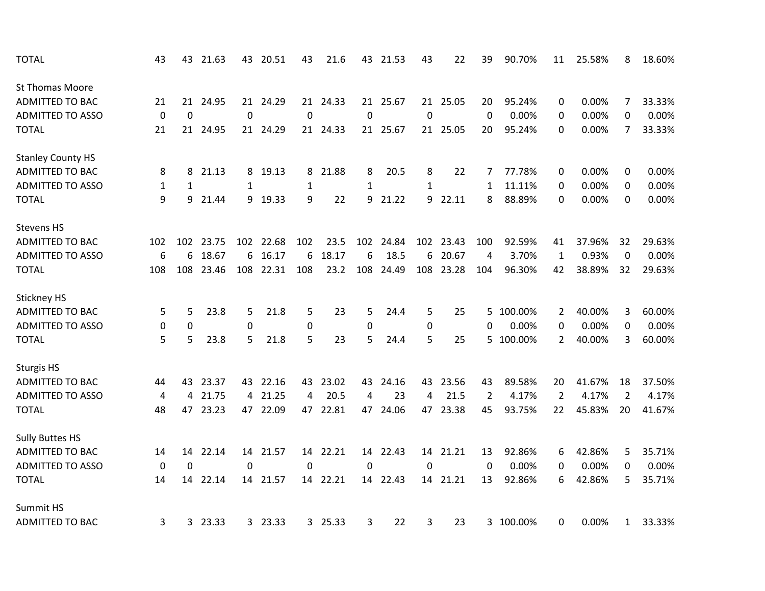| | | | | | | | | | | | | | | | | | |
|---|---|---|---|---|---|---|---|---|---|---|---|---|---|---|---|---|---|
| TOTAL | 43 | 43 | 21.63 | 43 | 20.51 | 43 | 21.6 | 43 | 21.53 | 43 | 22 | 39 | 90.70% | 11 | 25.58% | 8 | 18.60% |
| | | | | | | | | | | | | | | | | | |
| St Thomas Moore | | | | | | | | | | | | | | | | | |
| ADMITTED TO BAC | 21 | 21 | 24.95 | 21 | 24.29 | 21 | 24.33 | 21 | 25.67 | 21 | 25.05 | 20 | 95.24% | 0 | 0.00% | 7 | 33.33% |
| ADMITTED TO ASSO | 0 | 0 | | 0 | | 0 | | 0 | | 0 | | 0 | 0.00% | 0 | 0.00% | 0 | 0.00% |
| TOTAL | 21 | 21 | 24.95 | 21 | 24.29 | 21 | 24.33 | 21 | 25.67 | 21 | 25.05 | 20 | 95.24% | 0 | 0.00% | 7 | 33.33% |
| | | | | | | | | | | | | | | | | | |
| Stanley County HS | | | | | | | | | | | | | | | | | |
| ADMITTED TO BAC | 8 | 8 | 21.13 | 8 | 19.13 | 8 | 21.88 | 8 | 20.5 | 8 | 22 | 7 | 77.78% | 0 | 0.00% | 0 | 0.00% |
| ADMITTED TO ASSO | 1 | 1 | | 1 | | 1 | | 1 | | 1 | | 1 | 11.11% | 0 | 0.00% | 0 | 0.00% |
| TOTAL | 9 | 9 | 21.44 | 9 | 19.33 | 9 | 22 | 9 | 21.22 | 9 | 22.11 | 8 | 88.89% | 0 | 0.00% | 0 | 0.00% |
| | | | | | | | | | | | | | | | | | |
| Stevens HS | | | | | | | | | | | | | | | | | |
| ADMITTED TO BAC | 102 | 102 | 23.75 | 102 | 22.68 | 102 | 23.5 | 102 | 24.84 | 102 | 23.43 | 100 | 92.59% | 41 | 37.96% | 32 | 29.63% |
| ADMITTED TO ASSO | 6 | 6 | 18.67 | 6 | 16.17 | 6 | 18.17 | 6 | 18.5 | 6 | 20.67 | 4 | 3.70% | 1 | 0.93% | 0 | 0.00% |
| TOTAL | 108 | 108 | 23.46 | 108 | 22.31 | 108 | 23.2 | 108 | 24.49 | 108 | 23.28 | 104 | 96.30% | 42 | 38.89% | 32 | 29.63% |
| | | | | | | | | | | | | | | | | | |
| Stickney HS | | | | | | | | | | | | | | | | | |
| ADMITTED TO BAC | 5 | 5 | 23.8 | 5 | 21.8 | 5 | 23 | 5 | 24.4 | 5 | 25 | 5 | 100.00% | 2 | 40.00% | 3 | 60.00% |
| ADMITTED TO ASSO | 0 | 0 | | 0 | | 0 | | 0 | | 0 | | 0 | 0.00% | 0 | 0.00% | 0 | 0.00% |
| TOTAL | 5 | 5 | 23.8 | 5 | 21.8 | 5 | 23 | 5 | 24.4 | 5 | 25 | 5 | 100.00% | 2 | 40.00% | 3 | 60.00% |
| | | | | | | | | | | | | | | | | | |
| Sturgis HS | | | | | | | | | | | | | | | | | |
| ADMITTED TO BAC | 44 | 43 | 23.37 | 43 | 22.16 | 43 | 23.02 | 43 | 24.16 | 43 | 23.56 | 43 | 89.58% | 20 | 41.67% | 18 | 37.50% |
| ADMITTED TO ASSO | 4 | 4 | 21.75 | 4 | 21.25 | 4 | 20.5 | 4 | 23 | 4 | 21.5 | 2 | 4.17% | 2 | 4.17% | 2 | 4.17% |
| TOTAL | 48 | 47 | 23.23 | 47 | 22.09 | 47 | 22.81 | 47 | 24.06 | 47 | 23.38 | 45 | 93.75% | 22 | 45.83% | 20 | 41.67% |
| | | | | | | | | | | | | | | | | | |
| Sully Buttes HS | | | | | | | | | | | | | | | | | |
| ADMITTED TO BAC | 14 | 14 | 22.14 | 14 | 21.57 | 14 | 22.21 | 14 | 22.43 | 14 | 21.21 | 13 | 92.86% | 6 | 42.86% | 5 | 35.71% |
| ADMITTED TO ASSO | 0 | 0 | | 0 | | 0 | | 0 | | 0 | | 0 | 0.00% | 0 | 0.00% | 0 | 0.00% |
| TOTAL | 14 | 14 | 22.14 | 14 | 21.57 | 14 | 22.21 | 14 | 22.43 | 14 | 21.21 | 13 | 92.86% | 6 | 42.86% | 5 | 35.71% |
| | | | | | | | | | | | | | | | | | |
| Summit HS | | | | | | | | | | | | | | | | | |
| ADMITTED TO BAC | 3 | 3 | 23.33 | 3 | 23.33 | 3 | 25.33 | 3 | 22 | 3 | 23 | 3 | 100.00% | 0 | 0.00% | 1 | 33.33% |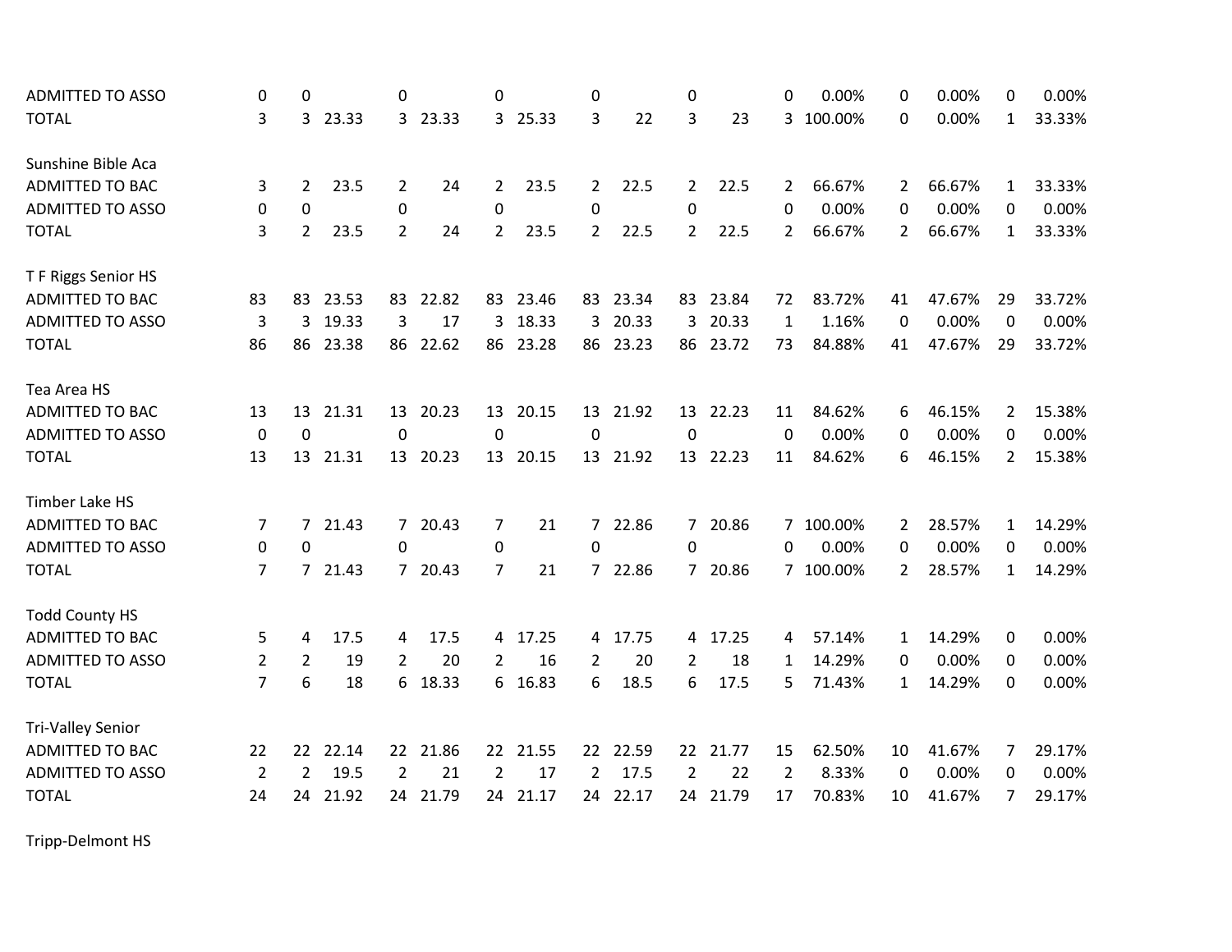| | | | | | | | | | | | | | | | | | |
|---|---|---|---|---|---|---|---|---|---|---|---|---|---|---|---|---|---|
| ADMITTED TO ASSO | 0 | 0 | | 0 | | 0 | | 0 | | 0 | | 0 | 0.00% | 0 | 0.00% | 0 | 0.00% |
| TOTAL | 3 | 3 | 23.33 | 3 | 23.33 | 3 | 25.33 | 3 | 22 | 3 | 23 | 3 | 100.00% | 0 | 0.00% | 1 | 33.33% |
| | | | | | | | | | | | | | | | | | |
| Sunshine Bible Aca | | | | | | | | | | | | | | | | | |
| ADMITTED TO BAC | 3 | 2 | 23.5 | 2 | 24 | 2 | 23.5 | 2 | 22.5 | 2 | 22.5 | 2 | 66.67% | 2 | 66.67% | 1 | 33.33% |
| ADMITTED TO ASSO | 0 | 0 | | 0 | | 0 | | 0 | | 0 | | 0 | 0.00% | 0 | 0.00% | 0 | 0.00% |
| TOTAL | 3 | 2 | 23.5 | 2 | 24 | 2 | 23.5 | 2 | 22.5 | 2 | 22.5 | 2 | 66.67% | 2 | 66.67% | 1 | 33.33% |
| | | | | | | | | | | | | | | | | | |
| T F Riggs Senior HS | | | | | | | | | | | | | | | | | |
| ADMITTED TO BAC | 83 | 83 | 23.53 | 83 | 22.82 | 83 | 23.46 | 83 | 23.34 | 83 | 23.84 | 72 | 83.72% | 41 | 47.67% | 29 | 33.72% |
| ADMITTED TO ASSO | 3 | 3 | 19.33 | 3 | 17 | 3 | 18.33 | 3 | 20.33 | 3 | 20.33 | 1 | 1.16% | 0 | 0.00% | 0 | 0.00% |
| TOTAL | 86 | 86 | 23.38 | 86 | 22.62 | 86 | 23.28 | 86 | 23.23 | 86 | 23.72 | 73 | 84.88% | 41 | 47.67% | 29 | 33.72% |
| | | | | | | | | | | | | | | | | | |
| Tea Area HS | | | | | | | | | | | | | | | | | |
| ADMITTED TO BAC | 13 | 13 | 21.31 | 13 | 20.23 | 13 | 20.15 | 13 | 21.92 | 13 | 22.23 | 11 | 84.62% | 6 | 46.15% | 2 | 15.38% |
| ADMITTED TO ASSO | 0 | 0 | | 0 | | 0 | | 0 | | 0 | | 0 | 0.00% | 0 | 0.00% | 0 | 0.00% |
| TOTAL | 13 | 13 | 21.31 | 13 | 20.23 | 13 | 20.15 | 13 | 21.92 | 13 | 22.23 | 11 | 84.62% | 6 | 46.15% | 2 | 15.38% |
| | | | | | | | | | | | | | | | | | |
| Timber Lake HS | | | | | | | | | | | | | | | | | |
| ADMITTED TO BAC | 7 | 7 | 21.43 | 7 | 20.43 | 7 | 21 | 7 | 22.86 | 7 | 20.86 | 7 | 100.00% | 2 | 28.57% | 1 | 14.29% |
| ADMITTED TO ASSO | 0 | 0 | | 0 | | 0 | | 0 | | 0 | | 0 | 0.00% | 0 | 0.00% | 0 | 0.00% |
| TOTAL | 7 | 7 | 21.43 | 7 | 20.43 | 7 | 21 | 7 | 22.86 | 7 | 20.86 | 7 | 100.00% | 2 | 28.57% | 1 | 14.29% |
| | | | | | | | | | | | | | | | | | |
| Todd County HS | | | | | | | | | | | | | | | | | |
| ADMITTED TO BAC | 5 | 4 | 17.5 | 4 | 17.5 | 4 | 17.25 | 4 | 17.75 | 4 | 17.25 | 4 | 57.14% | 1 | 14.29% | 0 | 0.00% |
| ADMITTED TO ASSO | 2 | 2 | 19 | 2 | 20 | 2 | 16 | 2 | 20 | 2 | 18 | 1 | 14.29% | 0 | 0.00% | 0 | 0.00% |
| TOTAL | 7 | 6 | 18 | 6 | 18.33 | 6 | 16.83 | 6 | 18.5 | 6 | 17.5 | 5 | 71.43% | 1 | 14.29% | 0 | 0.00% |
| | | | | | | | | | | | | | | | | | |
| Tri-Valley Senior | | | | | | | | | | | | | | | | | |
| ADMITTED TO BAC | 22 | 22 | 22.14 | 22 | 21.86 | 22 | 21.55 | 22 | 22.59 | 22 | 21.77 | 15 | 62.50% | 10 | 41.67% | 7 | 29.17% |
| ADMITTED TO ASSO | 2 | 2 | 19.5 | 2 | 21 | 2 | 17 | 2 | 17.5 | 2 | 22 | 2 | 8.33% | 0 | 0.00% | 0 | 0.00% |
| TOTAL | 24 | 24 | 21.92 | 24 | 21.79 | 24 | 21.17 | 24 | 22.17 | 24 | 21.79 | 17 | 70.83% | 10 | 41.67% | 7 | 29.17% |
| | | | | | | | | | | | | | | | | | |
| Tripp-Delmont HS | | | | | | | | | | | | | | | | | |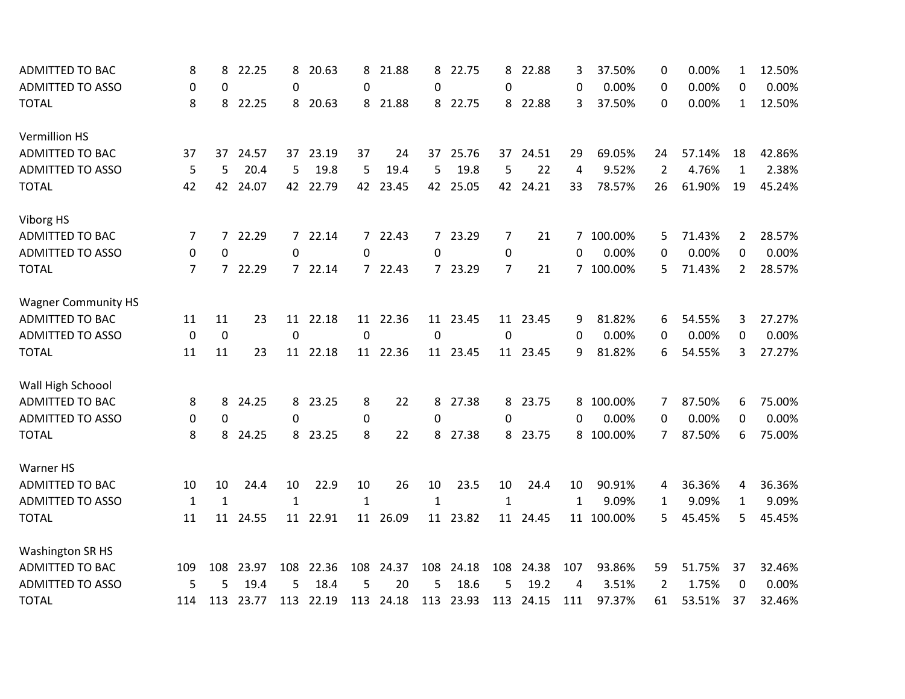| | | | | | | | | | | | | | | | | | | |
|---|---|---|---|---|---|---|---|---|---|---|---|---|---|---|---|---|---|---|
| ADMITTED TO BAC | 8 | 8 | 22.25 | 8 | 20.63 | 8 | 21.88 | 8 | 22.75 | 8 | 22.88 | 3 | 37.50% | 0 | 0.00% | 1 | 12.50% |
| ADMITTED TO ASSO | 0 | 0 | | 0 | | 0 | | 0 | | 0 | | 0 | 0.00% | 0 | 0.00% | 0 | 0.00% |
| TOTAL | 8 | 8 | 22.25 | 8 | 20.63 | 8 | 21.88 | 8 | 22.75 | 8 | 22.88 | 3 | 37.50% | 0 | 0.00% | 1 | 12.50% |
| | | | | | | | | | | | | | | | | | |
| Vermillion HS | | | | | | | | | | | | | | | | | |
| ADMITTED TO BAC | 37 | 37 | 24.57 | 37 | 23.19 | 37 | 24 | 37 | 25.76 | 37 | 24.51 | 29 | 69.05% | 24 | 57.14% | 18 | 42.86% |
| ADMITTED TO ASSO | 5 | 5 | 20.4 | 5 | 19.8 | 5 | 19.4 | 5 | 19.8 | 5 | 22 | 4 | 9.52% | 2 | 4.76% | 1 | 2.38% |
| TOTAL | 42 | 42 | 24.07 | 42 | 22.79 | 42 | 23.45 | 42 | 25.05 | 42 | 24.21 | 33 | 78.57% | 26 | 61.90% | 19 | 45.24% |
| | | | | | | | | | | | | | | | | | |
| Viborg HS | | | | | | | | | | | | | | | | | |
| ADMITTED TO BAC | 7 | 7 | 22.29 | 7 | 22.14 | 7 | 22.43 | 7 | 23.29 | 7 | 21 | 7 | 100.00% | 5 | 71.43% | 2 | 28.57% |
| ADMITTED TO ASSO | 0 | 0 | | 0 | | 0 | | 0 | | 0 | | 0 | 0.00% | 0 | 0.00% | 0 | 0.00% |
| TOTAL | 7 | 7 | 22.29 | 7 | 22.14 | 7 | 22.43 | 7 | 23.29 | 7 | 21 | 7 | 100.00% | 5 | 71.43% | 2 | 28.57% |
| | | | | | | | | | | | | | | | | | |
| Wagner Community HS | | | | | | | | | | | | | | | | | |
| ADMITTED TO BAC | 11 | 11 | 23 | 11 | 22.18 | 11 | 22.36 | 11 | 23.45 | 11 | 23.45 | 9 | 81.82% | 6 | 54.55% | 3 | 27.27% |
| ADMITTED TO ASSO | 0 | 0 | | 0 | | 0 | | 0 | | 0 | | 0 | 0.00% | 0 | 0.00% | 0 | 0.00% |
| TOTAL | 11 | 11 | 23 | 11 | 22.18 | 11 | 22.36 | 11 | 23.45 | 11 | 23.45 | 9 | 81.82% | 6 | 54.55% | 3 | 27.27% |
| | | | | | | | | | | | | | | | | | |
| Wall High Schoool | | | | | | | | | | | | | | | | | |
| ADMITTED TO BAC | 8 | 8 | 24.25 | 8 | 23.25 | 8 | 22 | 8 | 27.38 | 8 | 23.75 | 8 | 100.00% | 7 | 87.50% | 6 | 75.00% |
| ADMITTED TO ASSO | 0 | 0 | | 0 | | 0 | | 0 | | 0 | | 0 | 0.00% | 0 | 0.00% | 0 | 0.00% |
| TOTAL | 8 | 8 | 24.25 | 8 | 23.25 | 8 | 22 | 8 | 27.38 | 8 | 23.75 | 8 | 100.00% | 7 | 87.50% | 6 | 75.00% |
| | | | | | | | | | | | | | | | | | |
| Warner HS | | | | | | | | | | | | | | | | | |
| ADMITTED TO BAC | 10 | 10 | 24.4 | 10 | 22.9 | 10 | 26 | 10 | 23.5 | 10 | 24.4 | 10 | 90.91% | 4 | 36.36% | 4 | 36.36% |
| ADMITTED TO ASSO | 1 | 1 | | 1 | | 1 | | 1 | | 1 | | 1 | 9.09% | 1 | 9.09% | 1 | 9.09% |
| TOTAL | 11 | 11 | 24.55 | 11 | 22.91 | 11 | 26.09 | 11 | 23.82 | 11 | 24.45 | 11 | 100.00% | 5 | 45.45% | 5 | 45.45% |
| | | | | | | | | | | | | | | | | | |
| Washington SR HS | | | | | | | | | | | | | | | | | |
| ADMITTED TO BAC | 109 | 108 | 23.97 | 108 | 22.36 | 108 | 24.37 | 108 | 24.18 | 108 | 24.38 | 107 | 93.86% | 59 | 51.75% | 37 | 32.46% |
| ADMITTED TO ASSO | 5 | 5 | 19.4 | 5 | 18.4 | 5 | 20 | 5 | 18.6 | 5 | 19.2 | 4 | 3.51% | 2 | 1.75% | 0 | 0.00% |
| TOTAL | 114 | 113 | 23.77 | 113 | 22.19 | 113 | 24.18 | 113 | 23.93 | 113 | 24.15 | 111 | 97.37% | 61 | 53.51% | 37 | 32.46% |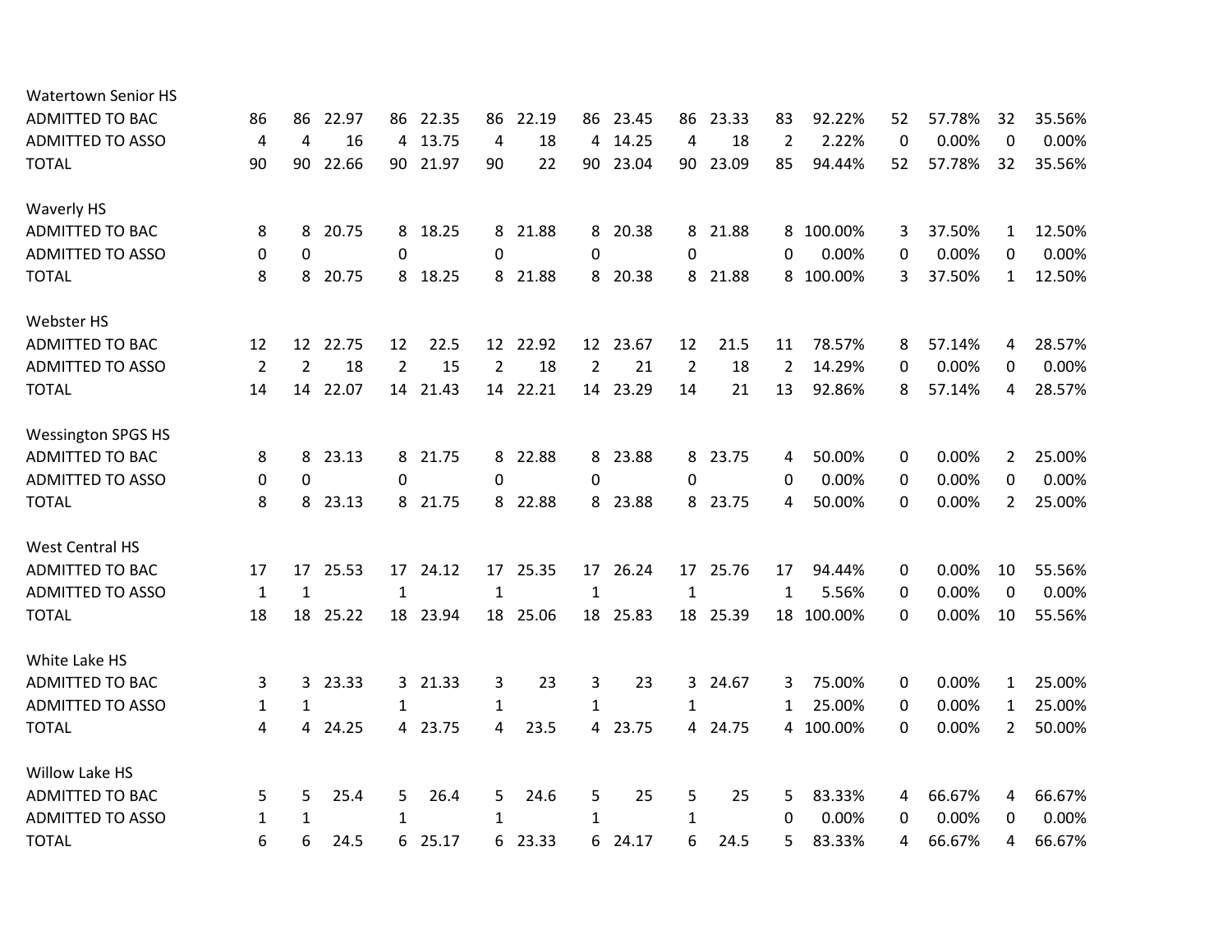| | | | | | | | | | | | | | | | | | |
|---|---|---|---|---|---|---|---|---|---|---|---|---|---|---|---|---|---|
| **Watertown Senior HS** | | | | | | | | | | | | | | | | | |
| ADMITTED TO BAC | 86 | 86 | 22.97 | 86 | 22.35 | 86 | 22.19 | 86 | 23.45 | 86 | 23.33 | 83 | 92.22% | 52 | 57.78% | 32 | 35.56% |
| ADMITTED TO ASSO | 4 | 4 | 16 | 4 | 13.75 | 4 | 18 | 4 | 14.25 | 4 | 18 | 2 | 2.22% | 0 | 0.00% | 0 | 0.00% |
| TOTAL | 90 | 90 | 22.66 | 90 | 21.97 | 90 | 22 | 90 | 23.04 | 90 | 23.09 | 85 | 94.44% | 52 | 57.78% | 32 | 35.56% |
| | | | | | | | | | | | | | | | | | |
| **Waverly HS** | | | | | | | | | | | | | | | | | |
| ADMITTED TO BAC | 8 | 8 | 20.75 | 8 | 18.25 | 8 | 21.88 | 8 | 20.38 | 8 | 21.88 | 8 | 100.00% | 3 | 37.50% | 1 | 12.50% |
| ADMITTED TO ASSO | 0 | 0 | | 0 | | 0 | | 0 | | 0 | | 0 | 0.00% | 0 | 0.00% | 0 | 0.00% |
| TOTAL | 8 | 8 | 20.75 | 8 | 18.25 | 8 | 21.88 | 8 | 20.38 | 8 | 21.88 | 8 | 100.00% | 3 | 37.50% | 1 | 12.50% |
| | | | | | | | | | | | | | | | | | |
| **Webster HS** | | | | | | | | | | | | | | | | | |
| ADMITTED TO BAC | 12 | 12 | 22.75 | 12 | 22.5 | 12 | 22.92 | 12 | 23.67 | 12 | 21.5 | 11 | 78.57% | 8 | 57.14% | 4 | 28.57% |
| ADMITTED TO ASSO | 2 | 2 | 18 | 2 | 15 | 2 | 18 | 2 | 21 | 2 | 18 | 2 | 14.29% | 0 | 0.00% | 0 | 0.00% |
| TOTAL | 14 | 14 | 22.07 | 14 | 21.43 | 14 | 22.21 | 14 | 23.29 | 14 | 21 | 13 | 92.86% | 8 | 57.14% | 4 | 28.57% |
| | | | | | | | | | | | | | | | | | |
| **Wessington SPGS HS** | | | | | | | | | | | | | | | | | |
| ADMITTED TO BAC | 8 | 8 | 23.13 | 8 | 21.75 | 8 | 22.88 | 8 | 23.88 | 8 | 23.75 | 4 | 50.00% | 0 | 0.00% | 2 | 25.00% |
| ADMITTED TO ASSO | 0 | 0 | | 0 | | 0 | | 0 | | 0 | | 0 | 0.00% | 0 | 0.00% | 0 | 0.00% |
| TOTAL | 8 | 8 | 23.13 | 8 | 21.75 | 8 | 22.88 | 8 | 23.88 | 8 | 23.75 | 4 | 50.00% | 0 | 0.00% | 2 | 25.00% |
| | | | | | | | | | | | | | | | | | |
| **West Central HS** | | | | | | | | | | | | | | | | | |
| ADMITTED TO BAC | 17 | 17 | 25.53 | 17 | 24.12 | 17 | 25.35 | 17 | 26.24 | 17 | 25.76 | 17 | 94.44% | 0 | 0.00% | 10 | 55.56% |
| ADMITTED TO ASSO | 1 | 1 | | 1 | | 1 | | 1 | | 1 | | 1 | 5.56% | 0 | 0.00% | 0 | 0.00% |
| TOTAL | 18 | 18 | 25.22 | 18 | 23.94 | 18 | 25.06 | 18 | 25.83 | 18 | 25.39 | 18 | 100.00% | 0 | 0.00% | 10 | 55.56% |
| | | | | | | | | | | | | | | | | | |
| **White Lake HS** | | | | | | | | | | | | | | | | | |
| ADMITTED TO BAC | 3 | 3 | 23.33 | 3 | 21.33 | 3 | 23 | 3 | 23 | 3 | 24.67 | 3 | 75.00% | 0 | 0.00% | 1 | 25.00% |
| ADMITTED TO ASSO | 1 | 1 | | 1 | | 1 | | 1 | | 1 | | 1 | 25.00% | 0 | 0.00% | 1 | 25.00% |
| TOTAL | 4 | 4 | 24.25 | 4 | 23.75 | 4 | 23.5 | 4 | 23.75 | 4 | 24.75 | 4 | 100.00% | 0 | 0.00% | 2 | 50.00% |
| | | | | | | | | | | | | | | | | | |
| **Willow Lake HS** | | | | | | | | | | | | | | | | | |
| ADMITTED TO BAC | 5 | 5 | 25.4 | 5 | 26.4 | 5 | 24.6 | 5 | 25 | 5 | 25 | 5 | 83.33% | 4 | 66.67% | 4 | 66.67% |
| ADMITTED TO ASSO | 1 | 1 | | 1 | | 1 | | 1 | | 1 | | 0 | 0.00% | 0 | 0.00% | 0 | 0.00% |
| TOTAL | 6 | 6 | 24.5 | 6 | 25.17 | 6 | 23.33 | 6 | 24.17 | 6 | 24.5 | 5 | 83.33% | 4 | 66.67% | 4 | 66.67% |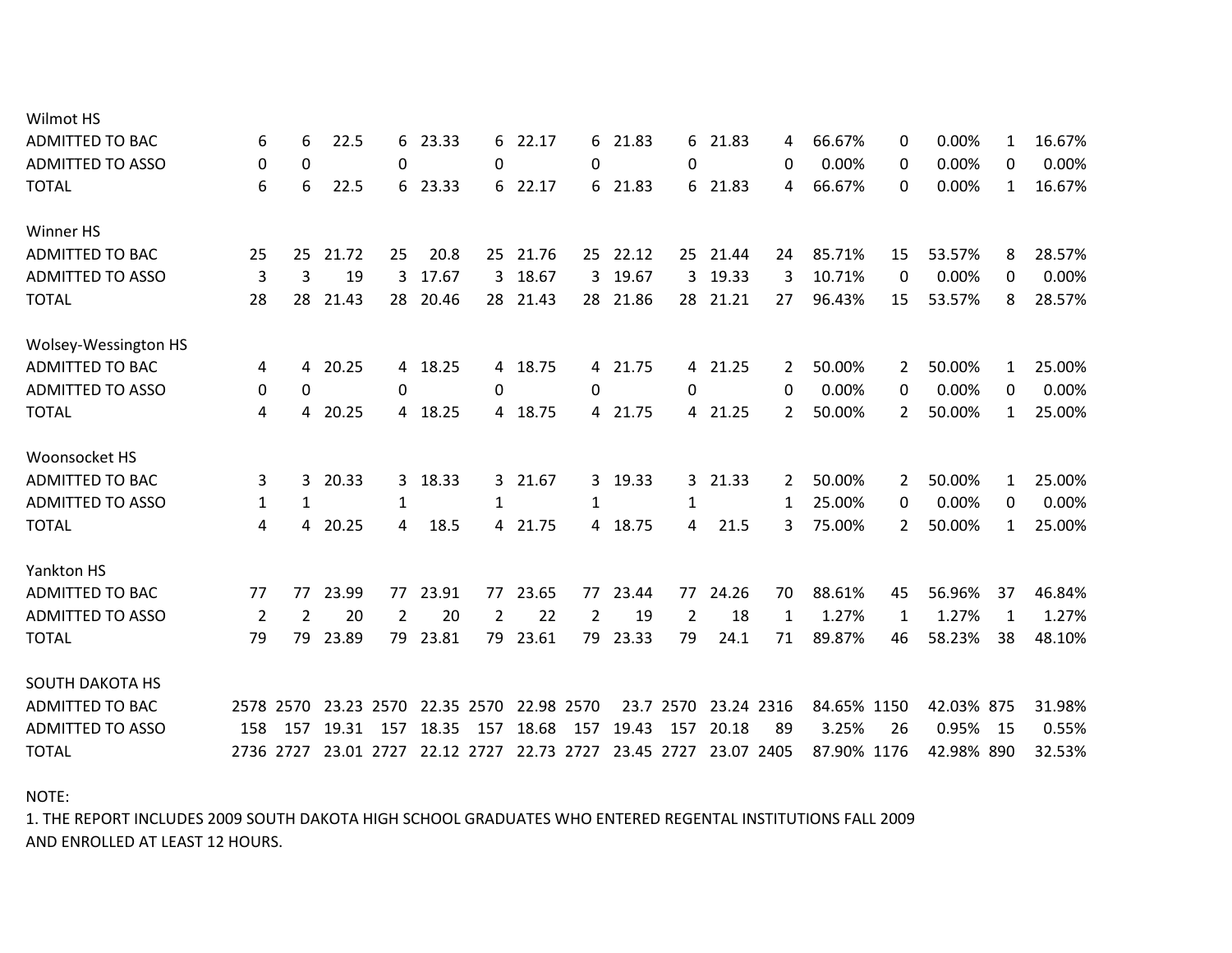| | | | | | | | | | | | | | | | | | |
|---|---|---|---|---|---|---|---|---|---|---|---|---|---|---|---|---|---|
| **Wilmot HS** | | | | | | | | | | | | | | | | | |
| ADMITTED TO BAC | 6 | 6 | 22.5 | 6 | 23.33 | 6 | 22.17 | 6 | 21.83 | 6 | 21.83 | 4 | 66.67% | 0 | 0.00% | 1 | 16.67% |
| ADMITTED TO ASSO | 0 | 0 | | 0 | | 0 | | 0 | | 0 | | 0 | 0.00% | 0 | 0.00% | 0 | 0.00% |
| TOTAL | 6 | 6 | 22.5 | 6 | 23.33 | 6 | 22.17 | 6 | 21.83 | 6 | 21.83 | 4 | 66.67% | 0 | 0.00% | 1 | 16.67% |
| **Winner HS** | | | | | | | | | | | | | | | | | |
| ADMITTED TO BAC | 25 | 25 | 21.72 | 25 | 20.8 | 25 | 21.76 | 25 | 22.12 | 25 | 21.44 | 24 | 85.71% | 15 | 53.57% | 8 | 28.57% |
| ADMITTED TO ASSO | 3 | 3 | 19 | 3 | 17.67 | 3 | 18.67 | 3 | 19.67 | 3 | 19.33 | 3 | 10.71% | 0 | 0.00% | 0 | 0.00% |
| TOTAL | 28 | 28 | 21.43 | 28 | 20.46 | 28 | 21.43 | 28 | 21.86 | 28 | 21.21 | 27 | 96.43% | 15 | 53.57% | 8 | 28.57% |
| **Wolsey-Wessington HS** | | | | | | | | | | | | | | | | | |
| ADMITTED TO BAC | 4 | 4 | 20.25 | 4 | 18.25 | 4 | 18.75 | 4 | 21.75 | 4 | 21.25 | 2 | 50.00% | 2 | 50.00% | 1 | 25.00% |
| ADMITTED TO ASSO | 0 | 0 | | 0 | | 0 | | 0 | | 0 | | 0 | 0.00% | 0 | 0.00% | 0 | 0.00% |
| TOTAL | 4 | 4 | 20.25 | 4 | 18.25 | 4 | 18.75 | 4 | 21.75 | 4 | 21.25 | 2 | 50.00% | 2 | 50.00% | 1 | 25.00% |
| **Woonsocket HS** | | | | | | | | | | | | | | | | | |
| ADMITTED TO BAC | 3 | 3 | 20.33 | 3 | 18.33 | 3 | 21.67 | 3 | 19.33 | 3 | 21.33 | 2 | 50.00% | 2 | 50.00% | 1 | 25.00% |
| ADMITTED TO ASSO | 1 | 1 | | 1 | | 1 | | 1 | | 1 | | 1 | 25.00% | 0 | 0.00% | 0 | 0.00% |
| TOTAL | 4 | 4 | 20.25 | 4 | 18.5 | 4 | 21.75 | 4 | 18.75 | 4 | 21.5 | 3 | 75.00% | 2 | 50.00% | 1 | 25.00% |
| **Yankton HS** | | | | | | | | | | | | | | | | | |
| ADMITTED TO BAC | 77 | 77 | 23.99 | 77 | 23.91 | 77 | 23.65 | 77 | 23.44 | 77 | 24.26 | 70 | 88.61% | 45 | 56.96% | 37 | 46.84% |
| ADMITTED TO ASSO | 2 | 2 | 20 | 2 | 20 | 2 | 22 | 2 | 19 | 2 | 18 | 1 | 1.27% | 1 | 1.27% | 1 | 1.27% |
| TOTAL | 79 | 79 | 23.89 | 79 | 23.81 | 79 | 23.61 | 79 | 23.33 | 79 | 24.1 | 71 | 89.87% | 46 | 58.23% | 38 | 48.10% |
| **SOUTH DAKOTA HS** | | | | | | | | | | | | | | | | | |
| ADMITTED TO BAC | 2578 | 2570 | 23.23 | 2570 | 22.35 | 2570 | 22.98 | 2570 | 23.7 | 2570 | 23.24 | 2316 | 84.65% | 1150 | 42.03% | 875 | 31.98% |
| ADMITTED TO ASSO | 158 | 157 | 19.31 | 157 | 18.35 | 157 | 18.68 | 157 | 19.43 | 157 | 20.18 | 89 | 3.25% | 26 | 0.95% | 15 | 0.55% |
| TOTAL | 2736 | 2727 | 23.01 | 2727 | 22.12 | 2727 | 22.73 | 2727 | 23.45 | 2727 | 23.07 | 2405 | 87.90% | 1176 | 42.98% | 890 | 32.53% |

NOTE:

1. THE REPORT INCLUDES 2009 SOUTH DAKOTA HIGH SCHOOL GRADUATES WHO ENTERED REGENTAL INSTITUTIONS FALL 2009 AND ENROLLED AT LEAST 12 HOURS.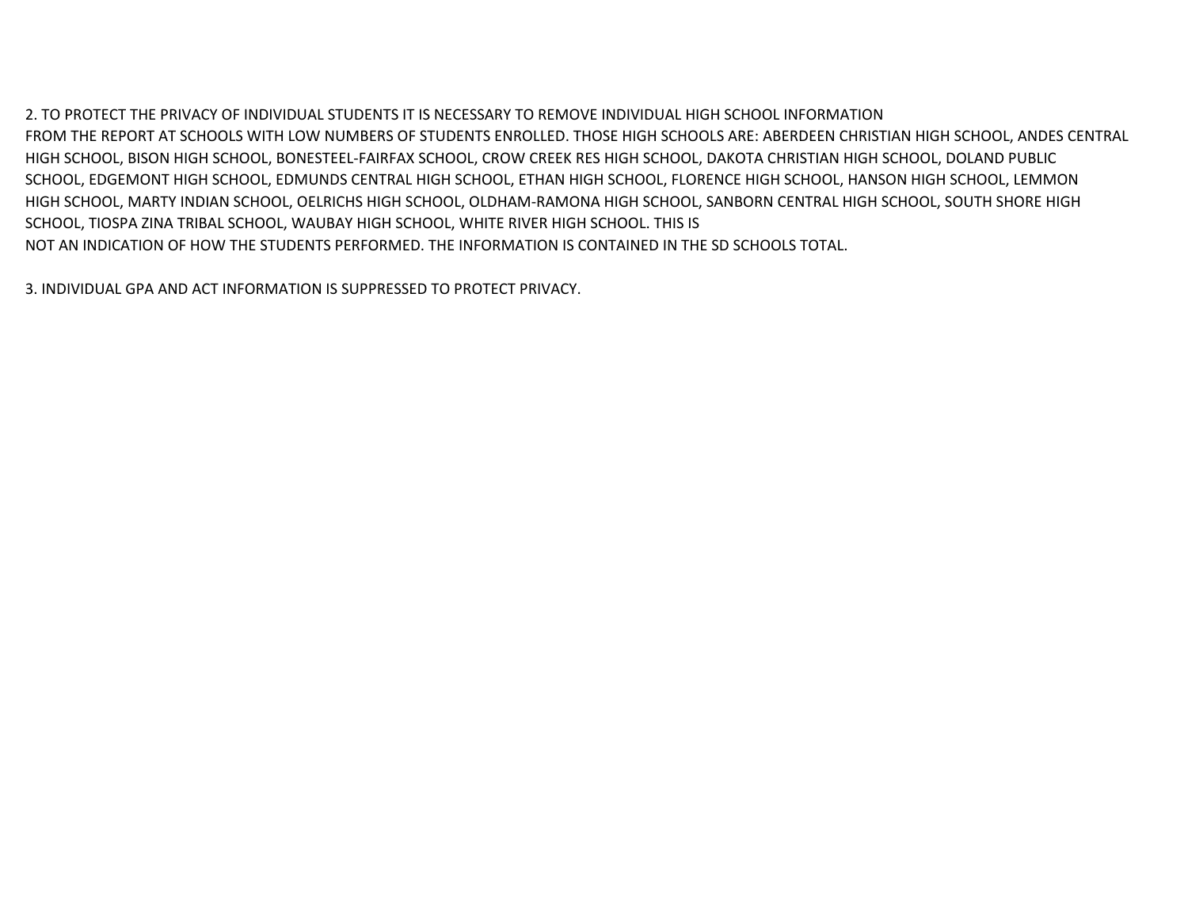2. TO PROTECT THE PRIVACY OF INDIVIDUAL STUDENTS IT IS NECESSARY TO REMOVE INDIVIDUAL HIGH SCHOOL INFORMATION FROM THE REPORT AT SCHOOLS WITH LOW NUMBERS OF STUDENTS ENROLLED. THOSE HIGH SCHOOLS ARE: ABERDEEN CHRISTIAN HIGH SCHOOL, ANDES CENTRAL HIGH SCHOOL, BISON HIGH SCHOOL, BONESTEEL-FAIRFAX SCHOOL, CROW CREEK RES HIGH SCHOOL, DAKOTA CHRISTIAN HIGH SCHOOL, DOLAND PUBLIC SCHOOL, EDGEMONT HIGH SCHOOL, EDMUNDS CENTRAL HIGH SCHOOL, ETHAN HIGH SCHOOL, FLORENCE HIGH SCHOOL, HANSON HIGH SCHOOL, LEMMON HIGH SCHOOL, MARTY INDIAN SCHOOL, OELRICHS HIGH SCHOOL, OLDHAM-RAMONA HIGH SCHOOL, SANBORN CENTRAL HIGH SCHOOL, SOUTH SHORE HIGH SCHOOL, TIOSPA ZINA TRIBAL SCHOOL, WAUBAY HIGH SCHOOL, WHITE RIVER HIGH SCHOOL. THIS IS NOT AN INDICATION OF HOW THE STUDENTS PERFORMED. THE INFORMATION IS CONTAINED IN THE SD SCHOOLS TOTAL.

3. INDIVIDUAL GPA AND ACT INFORMATION IS SUPPRESSED TO PROTECT PRIVACY.